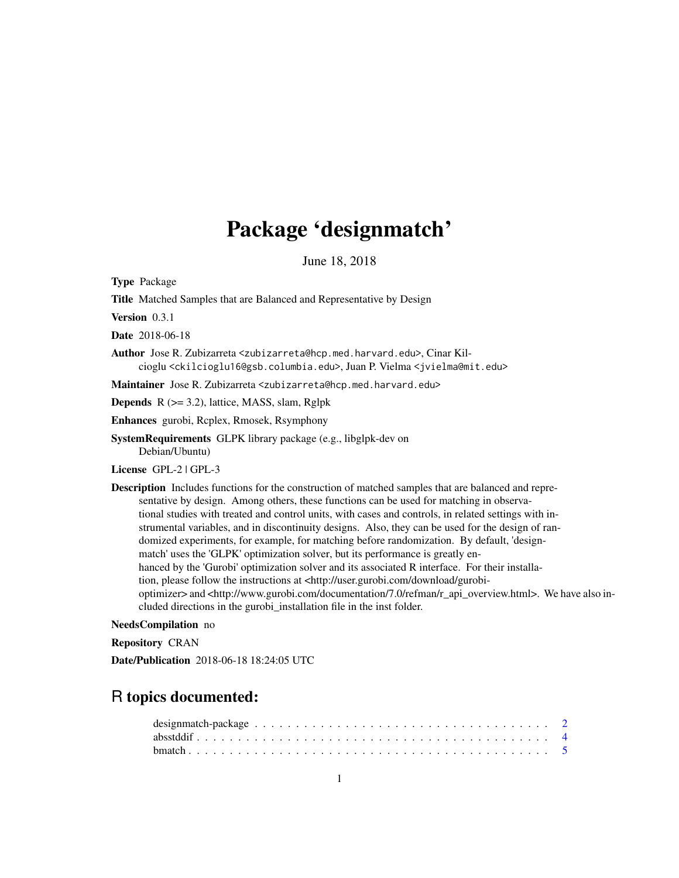# Package 'designmatch'

June 18, 2018

**Type** Package

**Title** Matched Samples that are Balanced and Representative by Design

**Version** 0.3.1

**Date** 2018-06-18

**Author** Jose R. Zubizarreta <zubizarreta@hcp.med.harvard.edu>, Cinar Kilcioglu <ckilcioglu16@gsb.columbia.edu>, Juan P. Vielma <jvielma@mit.edu>

**Maintainer** Jose R. Zubizarreta <zubizarreta@hcp.med.harvard.edu>

**Depends** R (>= 3.2), lattice, MASS, slam, Rglpk

**Enhances** gurobi, Rcplex, Rmosek, Rsymphony

**SystemRequirements** GLPK library package (e.g., libglpk-dev on Debian/Ubuntu)

**License** GPL-2 | GPL-3

**Description** Includes functions for the construction of matched samples that are balanced and representative by design. Among others, these functions can be used for matching in observational studies with treated and control units, with cases and controls, in related settings with instrumental variables, and in discontinuity designs. Also, they can be used for the design of randomized experiments, for example, for matching before randomization. By default, 'designmatch' uses the 'GLPK' optimization solver, but its performance is greatly enhanced by the 'Gurobi' optimization solver and its associated R interface. For their installation, please follow the instructions at <http://user.gurobi.com/download/gurobi-optimizer> and <http://www.gurobi.com/documentation/7.0/refman/r_api_overview.html>. We have also included directions in the gurobi_installation file in the inst folder.

**NeedsCompilation** no

**Repository** CRAN

**Date/Publication** 2018-06-18 18:24:05 UTC

## R topics documented:

designmatch-package . . . . . . . . . . . . . . . . . . . . . . . . . . . . . . . . . . . . 2
absstddif . . . . . . . . . . . . . . . . . . . . . . . . . . . . . . . . . . . . . . . . . . 4
bmatch . . . . . . . . . . . . . . . . . . . . . . . . . . . . . . . . . . . . . . . . . . . 5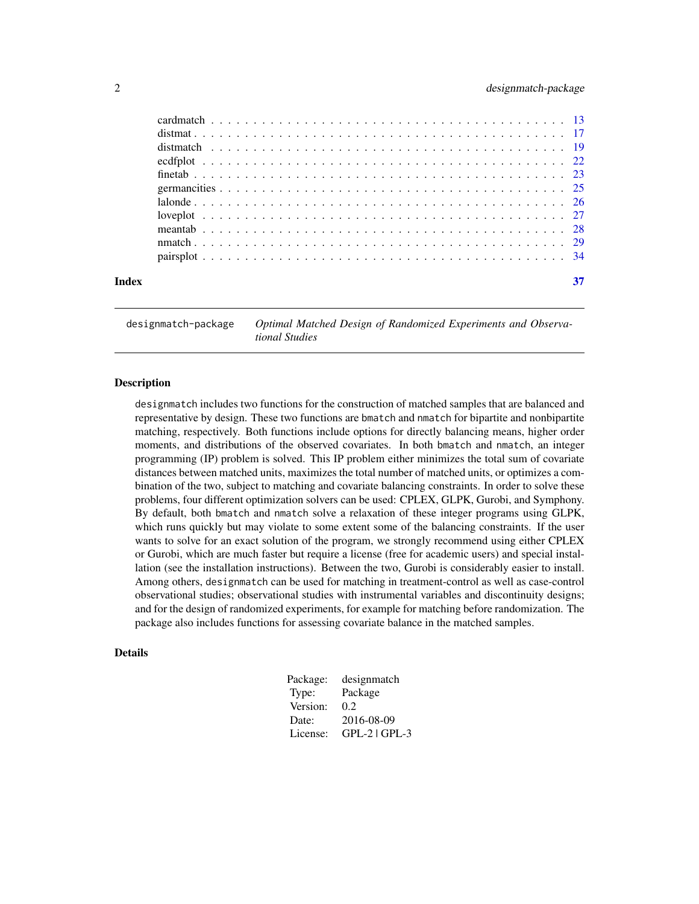cardmatch . . . . . . . . . . . . . . . . . . . . . . . . . . . . . . . . . . . . . . . . 13
distmat . . . . . . . . . . . . . . . . . . . . . . . . . . . . . . . . . . . . . . . . . 17
distmatch . . . . . . . . . . . . . . . . . . . . . . . . . . . . . . . . . . . . . . . . 19
ecdfplot . . . . . . . . . . . . . . . . . . . . . . . . . . . . . . . . . . . . . . . . . 22
finetab . . . . . . . . . . . . . . . . . . . . . . . . . . . . . . . . . . . . . . . . . 23
germancities . . . . . . . . . . . . . . . . . . . . . . . . . . . . . . . . . . . . . . 25
lalonde . . . . . . . . . . . . . . . . . . . . . . . . . . . . . . . . . . . . . . . . . 26
loveplot . . . . . . . . . . . . . . . . . . . . . . . . . . . . . . . . . . . . . . . . . 27
meantab . . . . . . . . . . . . . . . . . . . . . . . . . . . . . . . . . . . . . . . . . 28
nmatch . . . . . . . . . . . . . . . . . . . . . . . . . . . . . . . . . . . . . . . . . 29
pairsplot . . . . . . . . . . . . . . . . . . . . . . . . . . . . . . . . . . . . . . . . 34

**Index** 37

---

`designmatch-package` *Optimal Matched Design of Randomized Experiments and Observational Studies*

---

## Description

`designmatch` includes two functions for the construction of matched samples that are balanced and representative by design. These two functions are `bmatch` and `nmatch` for bipartite and nonbipartite matching, respectively. Both functions include options for directly balancing means, higher order moments, and distributions of the observed covariates. In both `bmatch` and `nmatch`, an integer programming (IP) problem is solved. This IP problem either minimizes the total sum of covariate distances between matched units, maximizes the total number of matched units, or optimizes a combination of the two, subject to matching and covariate balancing constraints. In order to solve these problems, four different optimization solvers can be used: CPLEX, GLPK, Gurobi, and Symphony. By default, both `bmatch` and `nmatch` solve a relaxation of these integer programs using GLPK, which runs quickly but may violate to some extent some of the balancing constraints. If the user wants to solve for an exact solution of the program, we strongly recommend using either CPLEX or Gurobi, which are much faster but require a license (free for academic users) and special installation (see the installation instructions). Between the two, Gurobi is considerably easier to install. Among others, `designmatch` can be used for matching in treatment-control as well as case-control observational studies; observational studies with instrumental variables and discontinuity designs; and for the design of randomized experiments, for example for matching before randomization. The package also includes functions for assessing covariate balance in the matched samples.

## Details

| | |
|---|---|
| Package: | designmatch |
| Type: | Package |
| Version: | 0.2 |
| Date: | 2016-08-09 |
| License: | GPL-2 \| GPL-3 |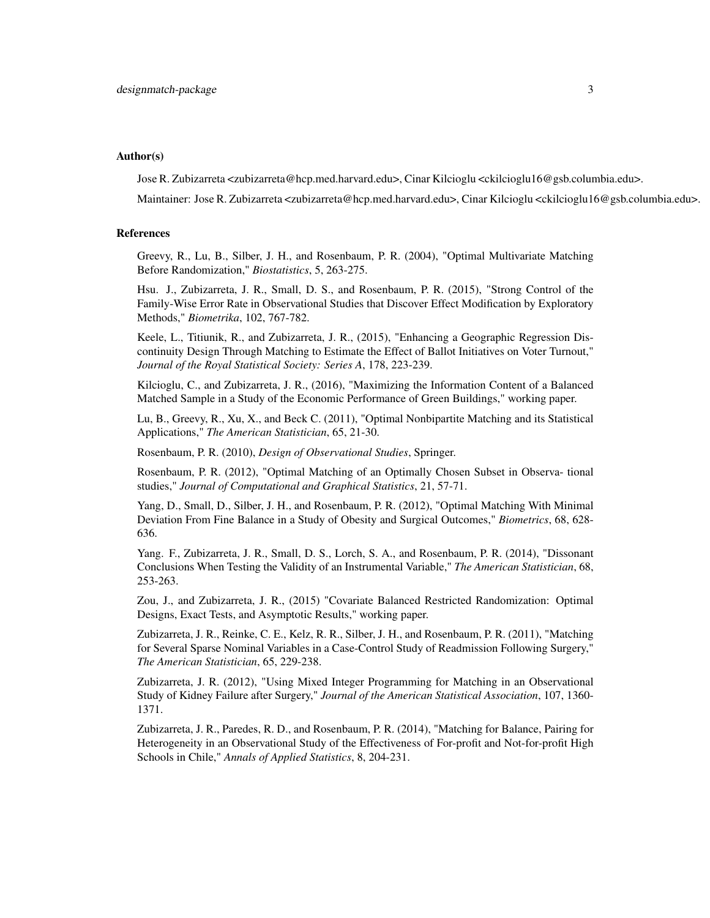## Author(s)

Jose R. Zubizarreta <zubizarreta@hcp.med.harvard.edu>, Cinar Kilcioglu <ckilcioglu16@gsb.columbia.edu>.

Maintainer: Jose R. Zubizarreta <zubizarreta@hcp.med.harvard.edu>, Cinar Kilcioglu <ckilcioglu16@gsb.columbia.edu>.

## References

Greevy, R., Lu, B., Silber, J. H., and Rosenbaum, P. R. (2004), "Optimal Multivariate Matching Before Randomization," *Biostatistics*, 5, 263-275.

Hsu. J., Zubizarreta, J. R., Small, D. S., and Rosenbaum, P. R. (2015), "Strong Control of the Family-Wise Error Rate in Observational Studies that Discover Effect Modification by Exploratory Methods," *Biometrika*, 102, 767-782.

Keele, L., Titiunik, R., and Zubizarreta, J. R., (2015), "Enhancing a Geographic Regression Discontinuity Design Through Matching to Estimate the Effect of Ballot Initiatives on Voter Turnout," *Journal of the Royal Statistical Society: Series A*, 178, 223-239.

Kilcioglu, C., and Zubizarreta, J. R., (2016), "Maximizing the Information Content of a Balanced Matched Sample in a Study of the Economic Performance of Green Buildings," working paper.

Lu, B., Greevy, R., Xu, X., and Beck C. (2011), "Optimal Nonbipartite Matching and its Statistical Applications," *The American Statistician*, 65, 21-30.

Rosenbaum, P. R. (2010), *Design of Observational Studies*, Springer.

Rosenbaum, P. R. (2012), "Optimal Matching of an Optimally Chosen Subset in Observa- tional studies," *Journal of Computational and Graphical Statistics*, 21, 57-71.

Yang, D., Small, D., Silber, J. H., and Rosenbaum, P. R. (2012), "Optimal Matching With Minimal Deviation From Fine Balance in a Study of Obesity and Surgical Outcomes," *Biometrics*, 68, 628-636.

Yang. F., Zubizarreta, J. R., Small, D. S., Lorch, S. A., and Rosenbaum, P. R. (2014), "Dissonant Conclusions When Testing the Validity of an Instrumental Variable," *The American Statistician*, 68, 253-263.

Zou, J., and Zubizarreta, J. R., (2015) "Covariate Balanced Restricted Randomization: Optimal Designs, Exact Tests, and Asymptotic Results," working paper.

Zubizarreta, J. R., Reinke, C. E., Kelz, R. R., Silber, J. H., and Rosenbaum, P. R. (2011), "Matching for Several Sparse Nominal Variables in a Case-Control Study of Readmission Following Surgery," *The American Statistician*, 65, 229-238.

Zubizarreta, J. R. (2012), "Using Mixed Integer Programming for Matching in an Observational Study of Kidney Failure after Surgery," *Journal of the American Statistical Association*, 107, 1360-1371.

Zubizarreta, J. R., Paredes, R. D., and Rosenbaum, P. R. (2014), "Matching for Balance, Pairing for Heterogeneity in an Observational Study of the Effectiveness of For-profit and Not-for-profit High Schools in Chile," *Annals of Applied Statistics*, 8, 204-231.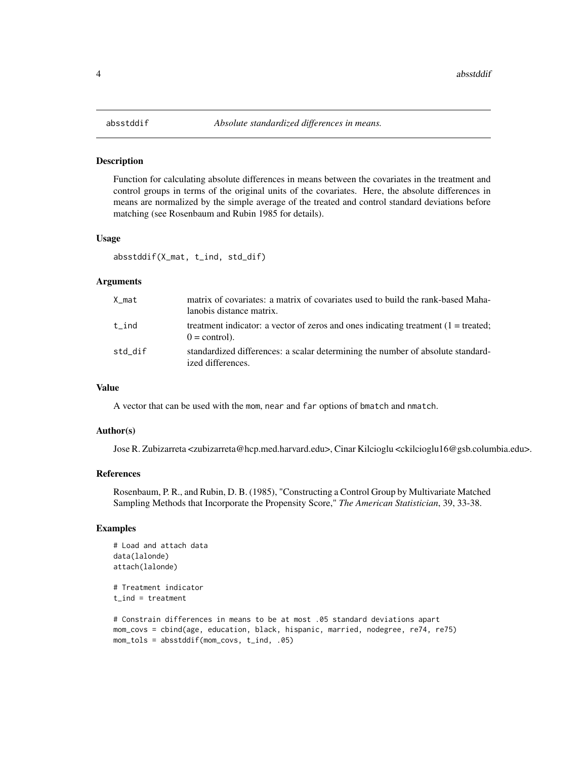## absstddif *Absolute standardized differences in means.*

### Description

Function for calculating absolute differences in means between the covariates in the treatment and control groups in terms of the original units of the covariates. Here, the absolute differences in means are normalized by the simple average of the treated and control standard deviations before matching (see Rosenbaum and Rubin 1985 for details).

### Usage

```
absstddif(X_mat, t_ind, std_dif)
```

### Arguments

| | |
|---|---|
| X_mat | matrix of covariates: a matrix of covariates used to build the rank-based Mahalanobis distance matrix. |
| t_ind | treatment indicator: a vector of zeros and ones indicating treatment (1 = treated; 0 = control). |
| std_dif | standardized differences: a scalar determining the number of absolute standardized differences. |

### Value

A vector that can be used with the mom, near and far options of bmatch and nmatch.

### Author(s)

Jose R. Zubizarreta <zubizarreta@hcp.med.harvard.edu>, Cinar Kilcioglu <ckilcioglu16@gsb.columbia.edu>.

### References

Rosenbaum, P. R., and Rubin, D. B. (1985), "Constructing a Control Group by Multivariate Matched Sampling Methods that Incorporate the Propensity Score," *The American Statistician*, 39, 33-38.

### Examples

```
# Load and attach data
data(lalonde)
attach(lalonde)

# Treatment indicator
t_ind = treatment

# Constrain differences in means to be at most .05 standard deviations apart
mom_covs = cbind(age, education, black, hispanic, married, nodegree, re74, re75)
mom_tols = absstddif(mom_covs, t_ind, .05)
```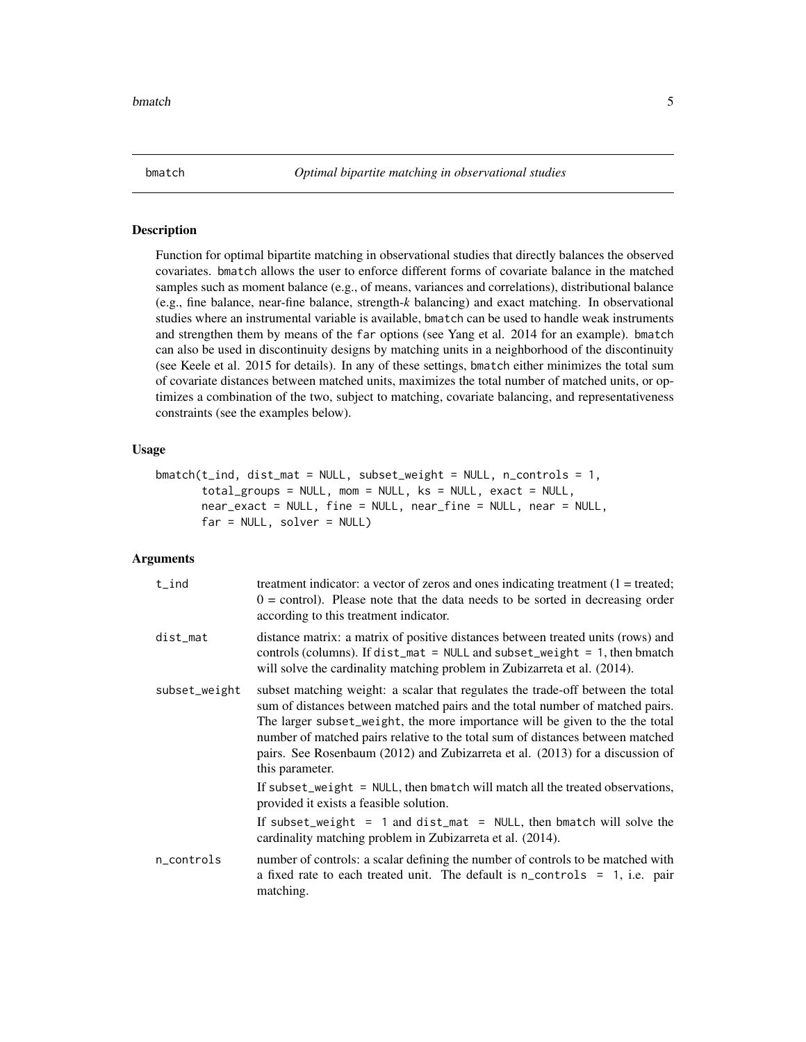## bmatch — *Optimal bipartite matching in observational studies*

### Description

Function for optimal bipartite matching in observational studies that directly balances the observed covariates. bmatch allows the user to enforce different forms of covariate balance in the matched samples such as moment balance (e.g., of means, variances and correlations), distributional balance (e.g., fine balance, near-fine balance, strength-*k* balancing) and exact matching. In observational studies where an instrumental variable is available, bmatch can be used to handle weak instruments and strengthen them by means of the far options (see Yang et al. 2014 for an example). bmatch can also be used in discontinuity designs by matching units in a neighborhood of the discontinuity (see Keele et al. 2015 for details). In any of these settings, bmatch either minimizes the total sum of covariate distances between matched units, maximizes the total number of matched units, or optimizes a combination of the two, subject to matching, covariate balancing, and representativeness constraints (see the examples below).

### Usage

```
bmatch(t_ind, dist_mat = NULL, subset_weight = NULL, n_controls = 1,
       total_groups = NULL, mom = NULL, ks = NULL, exact = NULL,
       near_exact = NULL, fine = NULL, near_fine = NULL, near = NULL,
       far = NULL, solver = NULL)
```

### Arguments

| | |
|---|---|
| t_ind | treatment indicator: a vector of zeros and ones indicating treatment (1 = treated; 0 = control). Please note that the data needs to be sorted in decreasing order according to this treatment indicator. |
| dist_mat | distance matrix: a matrix of positive distances between treated units (rows) and controls (columns). If dist_mat = NULL and subset_weight = 1, then bmatch will solve the cardinality matching problem in Zubizarreta et al. (2014). |
| subset_weight | subset matching weight: a scalar that regulates the trade-off between the total sum of distances between matched pairs and the total number of matched pairs. The larger subset_weight, the more importance will be given to the the total number of matched pairs relative to the total sum of distances between matched pairs. See Rosenbaum (2012) and Zubizarreta et al. (2013) for a discussion of this parameter.<br><br>If subset_weight = NULL, then bmatch will match all the treated observations, provided it exists a feasible solution.<br><br>If subset_weight = 1 and dist_mat = NULL, then bmatch will solve the cardinality matching problem in Zubizarreta et al. (2014). |
| n_controls | number of controls: a scalar defining the number of controls to be matched with a fixed rate to each treated unit. The default is n_controls = 1, i.e. pair matching. |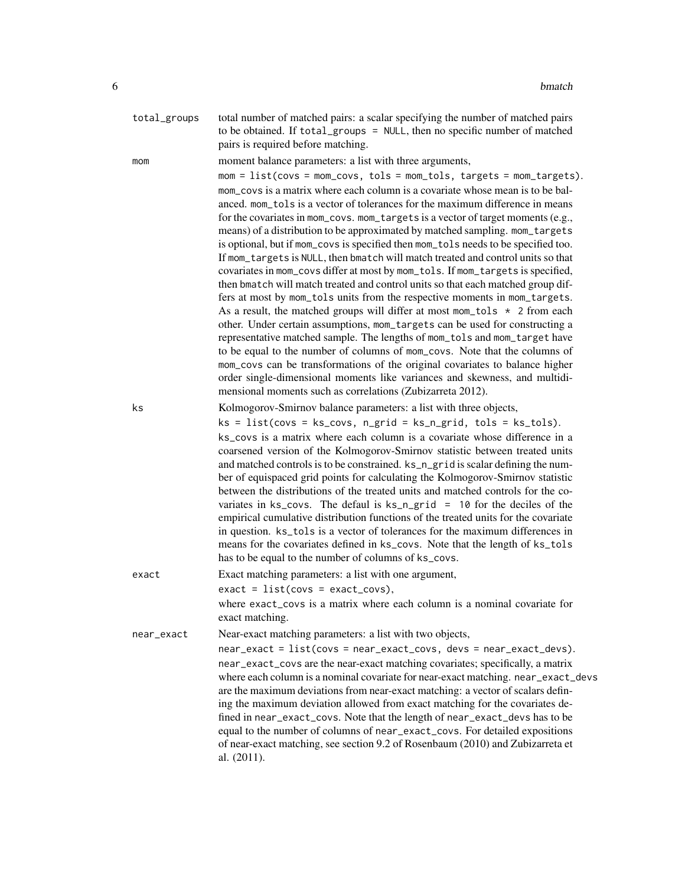`total_groups` total number of matched pairs: a scalar specifying the number of matched pairs to be obtained. If `total_groups = NULL`, then no specific number of matched pairs is required before matching.

`mom` moment balance parameters: a list with three arguments,

`mom = list(covs = mom_covs, tols = mom_tols, targets = mom_targets)`.

`mom_covs` is a matrix where each column is a covariate whose mean is to be balanced. `mom_tols` is a vector of tolerances for the maximum difference in means for the covariates in `mom_covs`. `mom_targets` is a vector of target moments (e.g., means) of a distribution to be approximated by matched sampling. `mom_targets` is optional, but if `mom_covs` is specified then `mom_tols` needs to be specified too. If `mom_targets` is `NULL`, then `bmatch` will match treated and control units so that covariates in `mom_covs` differ at most by `mom_tols`. If `mom_targets` is specified, then `bmatch` will match treated and control units so that each matched group differs at most by `mom_tols` units from the respective moments in `mom_targets`. As a result, the matched groups will differ at most `mom_tols * 2` from each other. Under certain assumptions, `mom_targets` can be used for constructing a representative matched sample. The lengths of `mom_tols` and `mom_target` have to be equal to the number of columns of `mom_covs`. Note that the columns of `mom_covs` can be transformations of the original covariates to balance higher order single-dimensional moments like variances and skewness, and multidimensional moments such as correlations (Zubizarreta 2012).

`ks` Kolmogorov-Smirnov balance parameters: a list with three objects,

`ks = list(covs = ks_covs, n_grid = ks_n_grid, tols = ks_tols)`.

`ks_covs` is a matrix where each column is a covariate whose difference in a coarsened version of the Kolmogorov-Smirnov statistic between treated units and matched controls is to be constrained. `ks_n_grid` is scalar defining the number of equispaced grid points for calculating the Kolmogorov-Smirnov statistic between the distributions of the treated units and matched controls for the covariates in `ks_covs`. The defaul is `ks_n_grid = 10` for the deciles of the empirical cumulative distribution functions of the treated units for the covariate in question. `ks_tols` is a vector of tolerances for the maximum differences in means for the covariates defined in `ks_covs`. Note that the length of `ks_tols` has to be equal to the number of columns of `ks_covs`.

`exact` Exact matching parameters: a list with one argument,

`exact = list(covs = exact_covs)`,

where `exact_covs` is a matrix where each column is a nominal covariate for exact matching.

`near_exact` Near-exact matching parameters: a list with two objects,

`near_exact = list(covs = near_exact_covs, devs = near_exact_devs)`.

`near_exact_covs` are the near-exact matching covariates; specifically, a matrix where each column is a nominal covariate for near-exact matching. `near_exact_devs` are the maximum deviations from near-exact matching: a vector of scalars defining the maximum deviation allowed from exact matching for the covariates defined in `near_exact_covs`. Note that the length of `near_exact_devs` has to be equal to the number of columns of `near_exact_covs`. For detailed expositions of near-exact matching, see section 9.2 of Rosenbaum (2010) and Zubizarreta et al. (2011).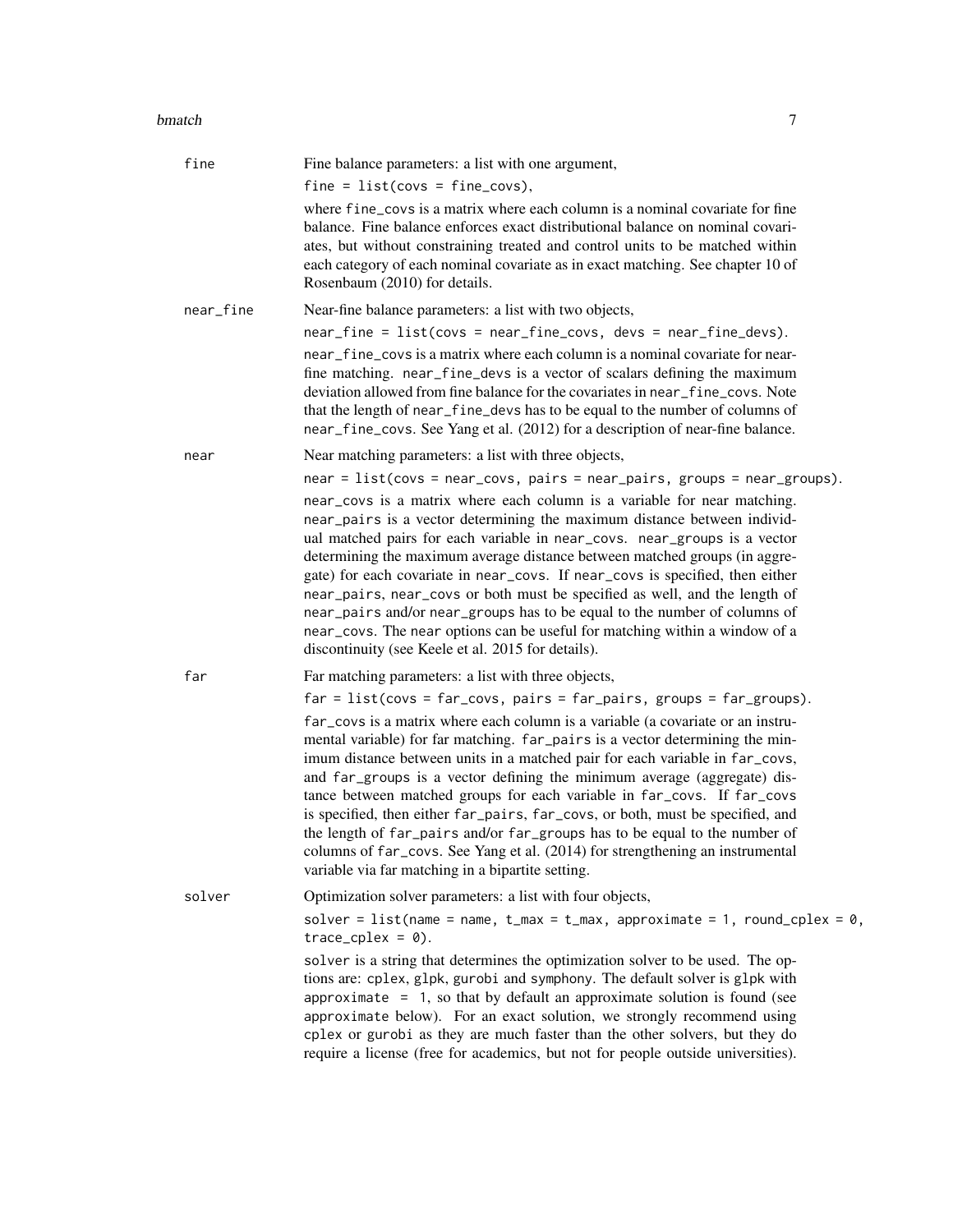**fine** Fine balance parameters: a list with one argument,

`fine = list(covs = fine_covs)`,

where `fine_covs` is a matrix where each column is a nominal covariate for fine balance. Fine balance enforces exact distributional balance on nominal covariates, but without constraining treated and control units to be matched within each category of each nominal covariate as in exact matching. See chapter 10 of Rosenbaum (2010) for details.

**near_fine** Near-fine balance parameters: a list with two objects,

`near_fine = list(covs = near_fine_covs, devs = near_fine_devs)`.

`near_fine_covs` is a matrix where each column is a nominal covariate for near-fine matching. `near_fine_devs` is a vector of scalars defining the maximum deviation allowed from fine balance for the covariates in `near_fine_covs`. Note that the length of `near_fine_devs` has to be equal to the number of columns of `near_fine_covs`. See Yang et al. (2012) for a description of near-fine balance.

**near** Near matching parameters: a list with three objects,

`near = list(covs = near_covs, pairs = near_pairs, groups = near_groups)`.

`near_covs` is a matrix where each column is a variable for near matching. `near_pairs` is a vector determining the maximum distance between individual matched pairs for each variable in `near_covs`. `near_groups` is a vector determining the maximum average distance between matched groups (in aggregate) for each covariate in `near_covs`. If `near_covs` is specified, then either `near_pairs`, `near_covs` or both must be specified as well, and the length of `near_pairs` and/or `near_groups` has to be equal to the number of columns of `near_covs`. The `near` options can be useful for matching within a window of a discontinuity (see Keele et al. 2015 for details).

**far** Far matching parameters: a list with three objects,

`far = list(covs = far_covs, pairs = far_pairs, groups = far_groups)`.

`far_covs` is a matrix where each column is a variable (a covariate or an instrumental variable) for far matching. `far_pairs` is a vector determining the minimum distance between units in a matched pair for each variable in `far_covs`, and `far_groups` is a vector defining the minimum average (aggregate) distance between matched groups for each variable in `far_covs`. If `far_covs` is specified, then either `far_pairs`, `far_covs`, or both, must be specified, and the length of `far_pairs` and/or `far_groups` has to be equal to the number of columns of `far_covs`. See Yang et al. (2014) for strengthening an instrumental variable via far matching in a bipartite setting.

**solver** Optimization solver parameters: a list with four objects,

`solver = list(name = name, t_max = t_max, approximate = 1, round_cplex = 0, trace_cplex = 0)`.

`solver` is a string that determines the optimization solver to be used. The options are: `cplex`, `glpk`, `gurobi` and `symphony`. The default solver is `glpk` with `approximate = 1`, so that by default an approximate solution is found (see `approximate` below). For an exact solution, we strongly recommend using `cplex` or `gurobi` as they are much faster than the other solvers, but they do require a license (free for academics, but not for people outside universities).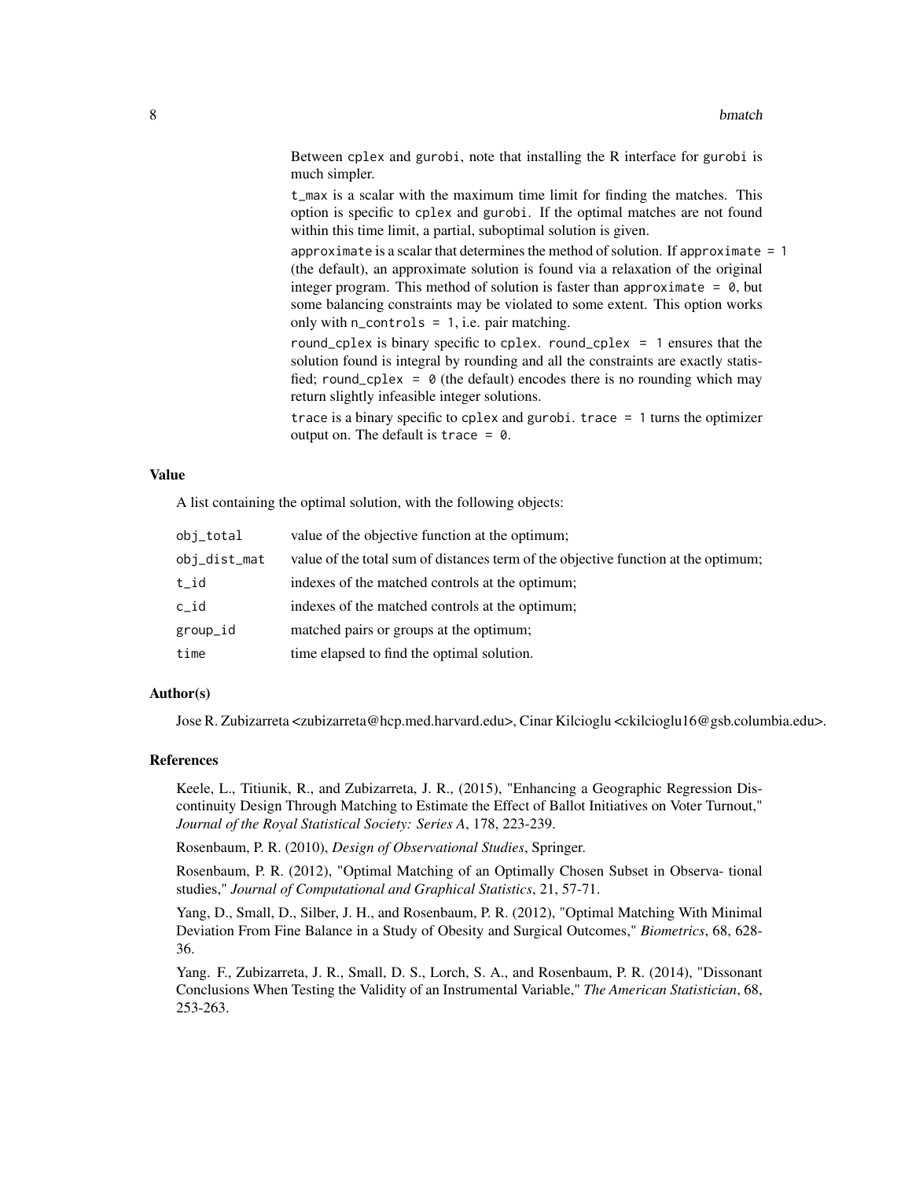Between `cplex` and `gurobi`, note that installing the R interface for `gurobi` is much simpler.

`t_max` is a scalar with the maximum time limit for finding the matches. This option is specific to `cplex` and `gurobi`. If the optimal matches are not found within this time limit, a partial, suboptimal solution is given.

`approximate` is a scalar that determines the method of solution. If `approximate = 1` (the default), an approximate solution is found via a relaxation of the original integer program. This method of solution is faster than `approximate = 0`, but some balancing constraints may be violated to some extent. This option works only with `n_controls = 1`, i.e. pair matching.

`round_cplex` is binary specific to `cplex`. `round_cplex = 1` ensures that the solution found is integral by rounding and all the constraints are exactly statisfied; `round_cplex = 0` (the default) encodes there is no rounding which may return slightly infeasible integer solutions.

`trace` is a binary specific to `cplex` and `gurobi`. `trace = 1` turns the optimizer output on. The default is `trace = 0`.

### Value

A list containing the optimal solution, with the following objects:

| | |
|---|---|
| `obj_total` | value of the objective function at the optimum; |
| `obj_dist_mat` | value of the total sum of distances term of the objective function at the optimum; |
| `t_id` | indexes of the matched controls at the optimum; |
| `c_id` | indexes of the matched controls at the optimum; |
| `group_id` | matched pairs or groups at the optimum; |
| `time` | time elapsed to find the optimal solution. |

### Author(s)

Jose R. Zubizarreta <zubizarreta@hcp.med.harvard.edu>, Cinar Kilcioglu <ckilcioglu16@gsb.columbia.edu>.

### References

Keele, L., Titiunik, R., and Zubizarreta, J. R., (2015), "Enhancing a Geographic Regression Discontinuity Design Through Matching to Estimate the Effect of Ballot Initiatives on Voter Turnout," *Journal of the Royal Statistical Society: Series A*, 178, 223-239.

Rosenbaum, P. R. (2010), *Design of Observational Studies*, Springer.

Rosenbaum, P. R. (2012), "Optimal Matching of an Optimally Chosen Subset in Observa- tional studies," *Journal of Computational and Graphical Statistics*, 21, 57-71.

Yang, D., Small, D., Silber, J. H., and Rosenbaum, P. R. (2012), "Optimal Matching With Minimal Deviation From Fine Balance in a Study of Obesity and Surgical Outcomes," *Biometrics*, 68, 628-36.

Yang. F., Zubizarreta, J. R., Small, D. S., Lorch, S. A., and Rosenbaum, P. R. (2014), "Dissonant Conclusions When Testing the Validity of an Instrumental Variable," *The American Statistician*, 68, 253-263.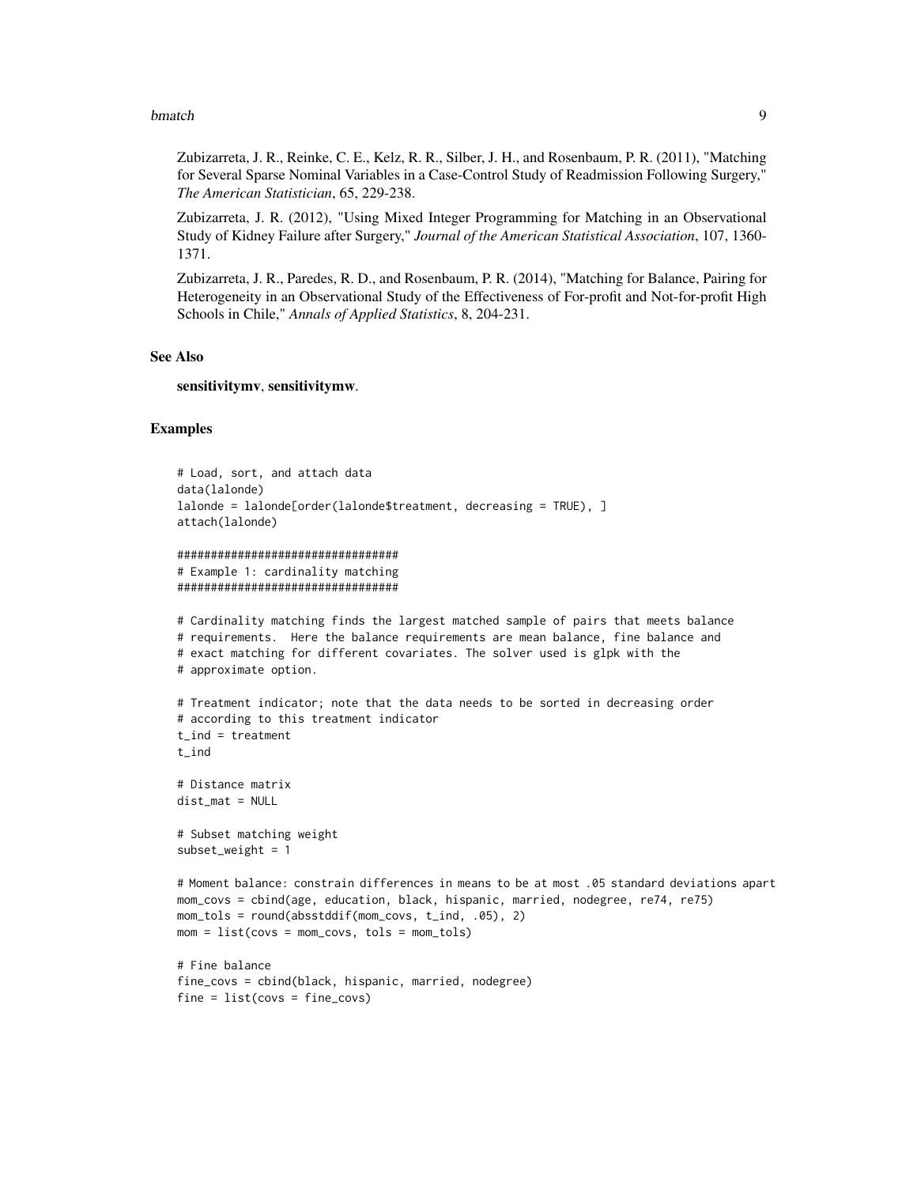Zubizarreta, J. R., Reinke, C. E., Kelz, R. R., Silber, J. H., and Rosenbaum, P. R. (2011), "Matching for Several Sparse Nominal Variables in a Case-Control Study of Readmission Following Surgery," *The American Statistician*, 65, 229-238.

Zubizarreta, J. R. (2012), "Using Mixed Integer Programming for Matching in an Observational Study of Kidney Failure after Surgery," *Journal of the American Statistical Association*, 107, 1360-1371.

Zubizarreta, J. R., Paredes, R. D., and Rosenbaum, P. R. (2014), "Matching for Balance, Pairing for Heterogeneity in an Observational Study of the Effectiveness of For-profit and Not-for-profit High Schools in Chile," *Annals of Applied Statistics*, 8, 204-231.

## See Also

**sensitivitymv**, **sensitivitymw**.

## Examples

```
# Load, sort, and attach data
data(lalonde)
lalonde = lalonde[order(lalonde$treatment, decreasing = TRUE), ]
attach(lalonde)

#################################
# Example 1: cardinality matching
#################################

# Cardinality matching finds the largest matched sample of pairs that meets balance
# requirements.  Here the balance requirements are mean balance, fine balance and
# exact matching for different covariates. The solver used is glpk with the
# approximate option.

# Treatment indicator; note that the data needs to be sorted in decreasing order
# according to this treatment indicator
t_ind = treatment
t_ind

# Distance matrix
dist_mat = NULL

# Subset matching weight
subset_weight = 1

# Moment balance: constrain differences in means to be at most .05 standard deviations apart
mom_covs = cbind(age, education, black, hispanic, married, nodegree, re74, re75)
mom_tols = round(absstddif(mom_covs, t_ind, .05), 2)
mom = list(covs = mom_covs, tols = mom_tols)

# Fine balance
fine_covs = cbind(black, hispanic, married, nodegree)
fine = list(covs = fine_covs)
```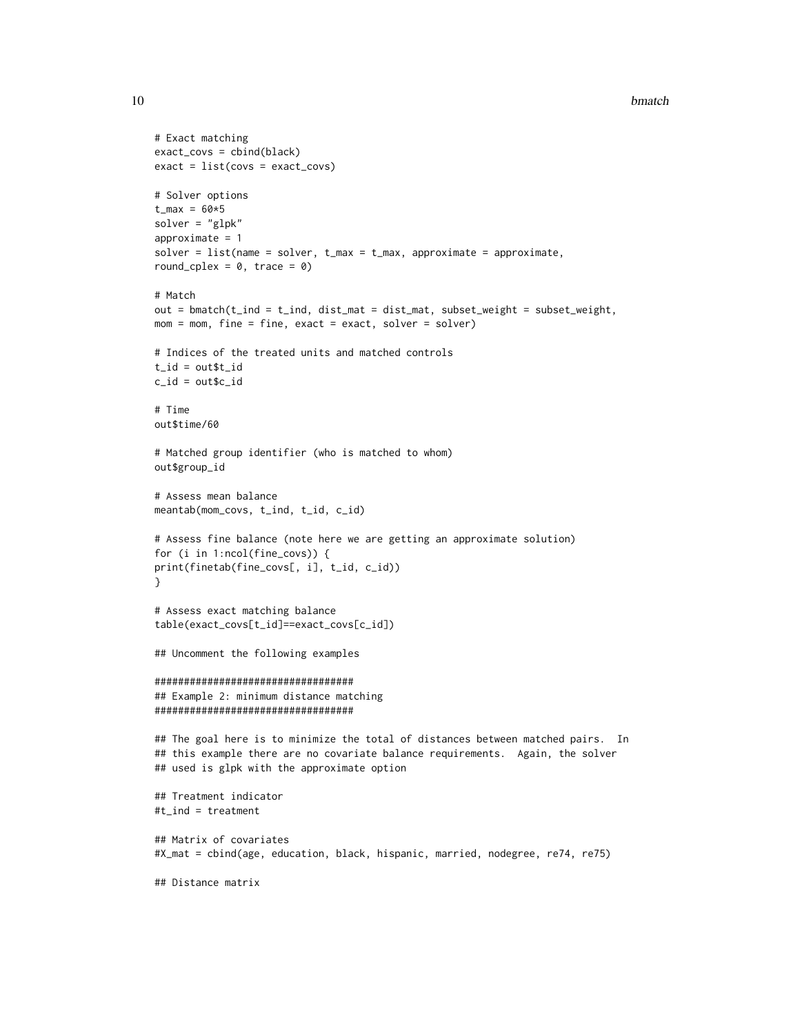```
# Exact matching
exact_covs = cbind(black)
exact = list(covs = exact_covs)

# Solver options
t_max = 60*5
solver = "glpk"
approximate = 1
solver = list(name = solver, t_max = t_max, approximate = approximate,
round_cplex = 0, trace = 0)

# Match
out = bmatch(t_ind = t_ind, dist_mat = dist_mat, subset_weight = subset_weight,
mom = mom, fine = fine, exact = exact, solver = solver)

# Indices of the treated units and matched controls
t_id = out$t_id
c_id = out$c_id

# Time
out$time/60

# Matched group identifier (who is matched to whom)
out$group_id

# Assess mean balance
meantab(mom_covs, t_ind, t_id, c_id)

# Assess fine balance (note here we are getting an approximate solution)
for (i in 1:ncol(fine_covs)) {
print(finetab(fine_covs[, i], t_id, c_id))
}

# Assess exact matching balance
table(exact_covs[t_id]==exact_covs[c_id])

## Uncomment the following examples

#################################
## Example 2: minimum distance matching
#################################

## The goal here is to minimize the total of distances between matched pairs.  In
## this example there are no covariate balance requirements.  Again, the solver
## used is glpk with the approximate option

## Treatment indicator
#t_ind = treatment

## Matrix of covariates
#X_mat = cbind(age, education, black, hispanic, married, nodegree, re74, re75)

## Distance matrix
```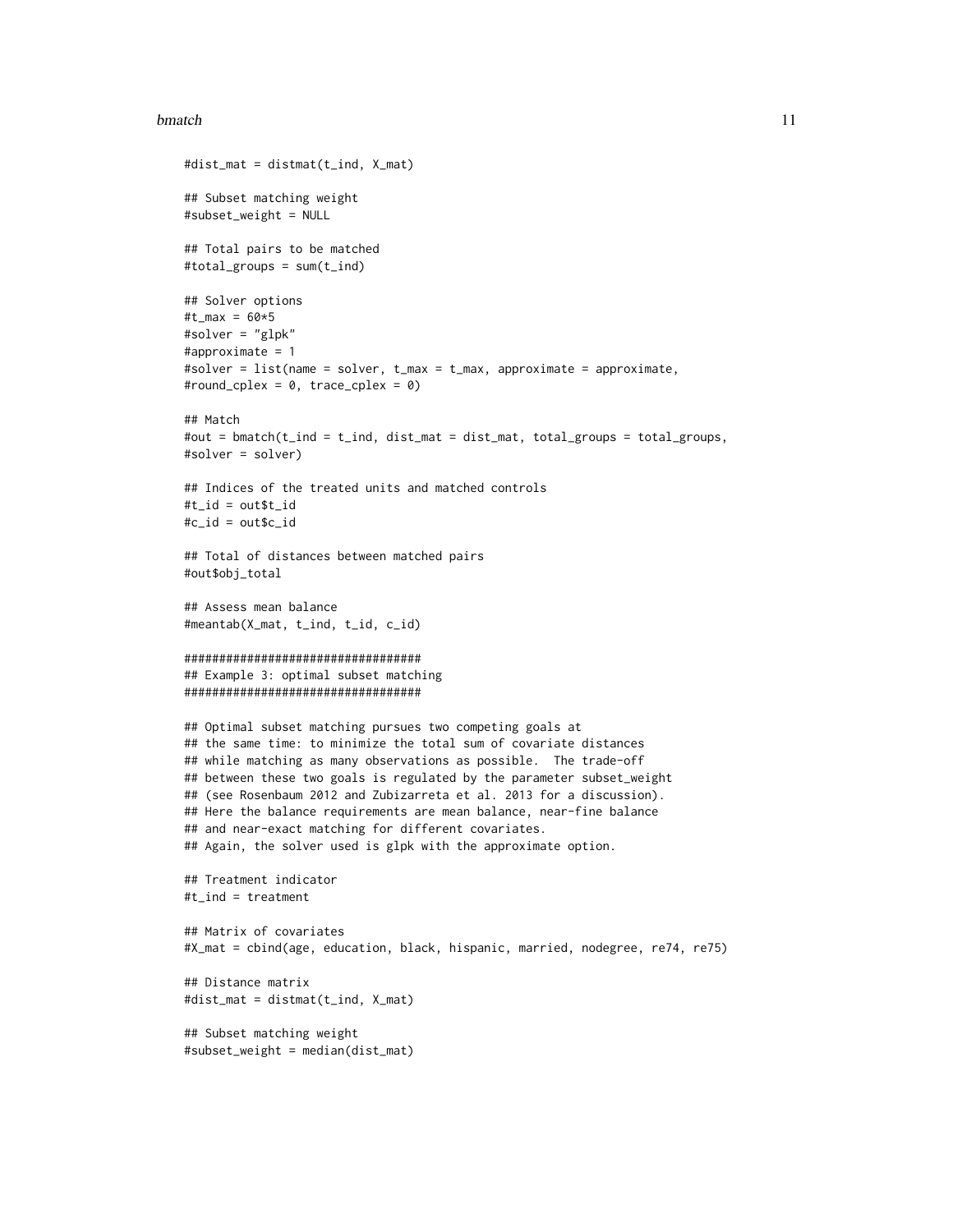```
#dist_mat = distmat(t_ind, X_mat)

## Subset matching weight
#subset_weight = NULL

## Total pairs to be matched
#total_groups = sum(t_ind)

## Solver options
#t_max = 60*5
#solver = "glpk"
#approximate = 1
#solver = list(name = solver, t_max = t_max, approximate = approximate,
#round_cplex = 0, trace_cplex = 0)

## Match
#out = bmatch(t_ind = t_ind, dist_mat = dist_mat, total_groups = total_groups,
#solver = solver)

## Indices of the treated units and matched controls
#t_id = out$t_id
#c_id = out$c_id

## Total of distances between matched pairs
#out$obj_total

## Assess mean balance
#meantab(X_mat, t_ind, t_id, c_id)

#################################
## Example 3: optimal subset matching
#################################

## Optimal subset matching pursues two competing goals at
## the same time: to minimize the total sum of covariate distances
## while matching as many observations as possible.  The trade-off
## between these two goals is regulated by the parameter subset_weight
## (see Rosenbaum 2012 and Zubizarreta et al. 2013 for a discussion).
## Here the balance requirements are mean balance, near-fine balance
## and near-exact matching for different covariates.
## Again, the solver used is glpk with the approximate option.

## Treatment indicator
#t_ind = treatment

## Matrix of covariates
#X_mat = cbind(age, education, black, hispanic, married, nodegree, re74, re75)

## Distance matrix
#dist_mat = distmat(t_ind, X_mat)

## Subset matching weight
#subset_weight = median(dist_mat)
```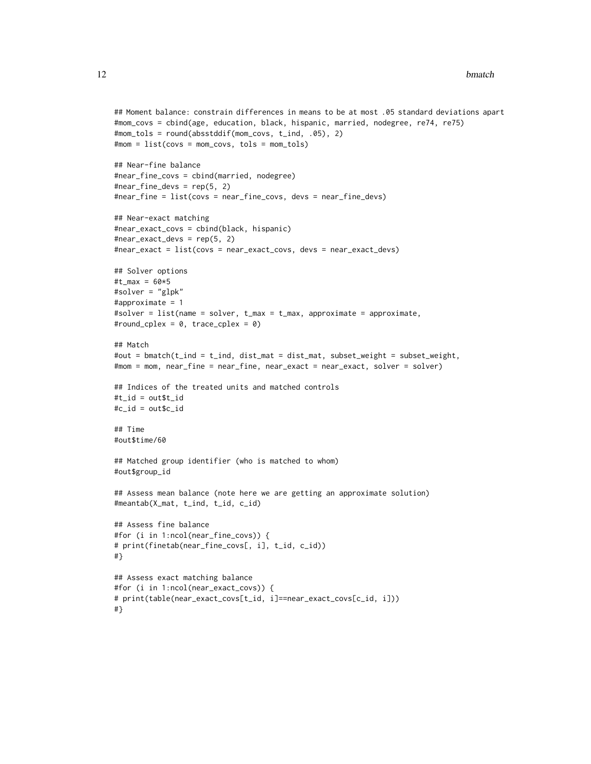```
## Moment balance: constrain differences in means to be at most .05 standard deviations apart
#mom_covs = cbind(age, education, black, hispanic, married, nodegree, re74, re75)
#mom_tols = round(absstddif(mom_covs, t_ind, .05), 2)
#mom = list(covs = mom_covs, tols = mom_tols)

## Near-fine balance
#near_fine_covs = cbind(married, nodegree)
#near_fine_devs = rep(5, 2)
#near_fine = list(covs = near_fine_covs, devs = near_fine_devs)

## Near-exact matching
#near_exact_covs = cbind(black, hispanic)
#near_exact_devs = rep(5, 2)
#near_exact = list(covs = near_exact_covs, devs = near_exact_devs)

## Solver options
#t_max = 60*5
#solver = "glpk"
#approximate = 1
#solver = list(name = solver, t_max = t_max, approximate = approximate,
#round_cplex = 0, trace_cplex = 0)

## Match
#out = bmatch(t_ind = t_ind, dist_mat = dist_mat, subset_weight = subset_weight,
#mom = mom, near_fine = near_fine, near_exact = near_exact, solver = solver)

## Indices of the treated units and matched controls
#t_id = out$t_id
#c_id = out$c_id

## Time
#out$time/60

## Matched group identifier (who is matched to whom)
#out$group_id

## Assess mean balance (note here we are getting an approximate solution)
#meantab(X_mat, t_ind, t_id, c_id)

## Assess fine balance
#for (i in 1:ncol(near_fine_covs)) {
# print(finetab(near_fine_covs[, i], t_id, c_id))
#}

## Assess exact matching balance
#for (i in 1:ncol(near_exact_covs)) {
# print(table(near_exact_covs[t_id, i]==near_exact_covs[c_id, i]))
#}
```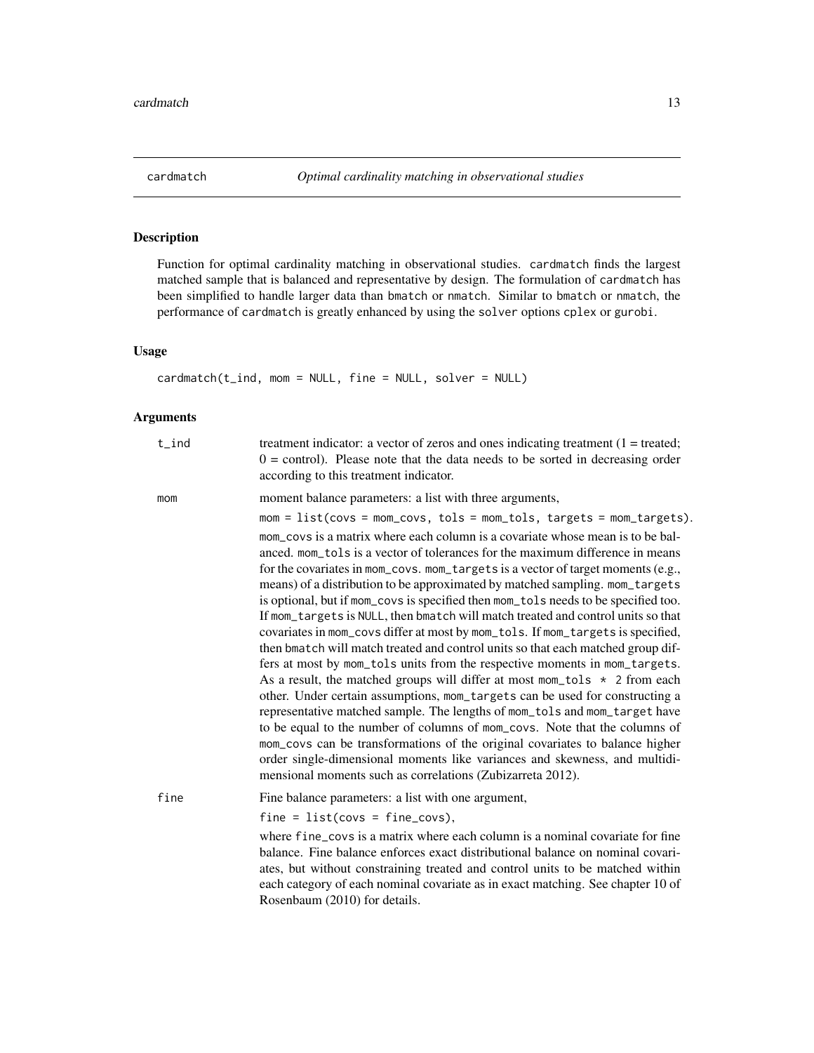# cardmatch — *Optimal cardinality matching in observational studies*

## Description

Function for optimal cardinality matching in observational studies. cardmatch finds the largest matched sample that is balanced and representative by design. The formulation of cardmatch has been simplified to handle larger data than bmatch or nmatch. Similar to bmatch or nmatch, the performance of cardmatch is greatly enhanced by using the solver options cplex or gurobi.

## Usage

```
cardmatch(t_ind, mom = NULL, fine = NULL, solver = NULL)
```

## Arguments

**t_ind** — treatment indicator: a vector of zeros and ones indicating treatment (1 = treated; 0 = control). Please note that the data needs to be sorted in decreasing order according to this treatment indicator.

**mom** — moment balance parameters: a list with three arguments,

`mom = list(covs = mom_covs, tols = mom_tols, targets = mom_targets)`.

mom_covs is a matrix where each column is a covariate whose mean is to be balanced. mom_tols is a vector of tolerances for the maximum difference in means for the covariates in mom_covs. mom_targets is a vector of target moments (e.g., means) of a distribution to be approximated by matched sampling. mom_targets is optional, but if mom_covs is specified then mom_tols needs to be specified too. If mom_targets is NULL, then bmatch will match treated and control units so that covariates in mom_covs differ at most by mom_tols. If mom_targets is specified, then bmatch will match treated and control units so that each matched group differs at most by mom_tols units from the respective moments in mom_targets. As a result, the matched groups will differ at most mom_tols * 2 from each other. Under certain assumptions, mom_targets can be used for constructing a representative matched sample. The lengths of mom_tols and mom_target have to be equal to the number of columns of mom_covs. Note that the columns of mom_covs can be transformations of the original covariates to balance higher order single-dimensional moments like variances and skewness, and multidimensional moments such as correlations (Zubizarreta 2012).

**fine** — Fine balance parameters: a list with one argument,

`fine = list(covs = fine_covs)`,

where fine_covs is a matrix where each column is a nominal covariate for fine balance. Fine balance enforces exact distributional balance on nominal covariates, but without constraining treated and control units to be matched within each category of each nominal covariate as in exact matching. See chapter 10 of Rosenbaum (2010) for details.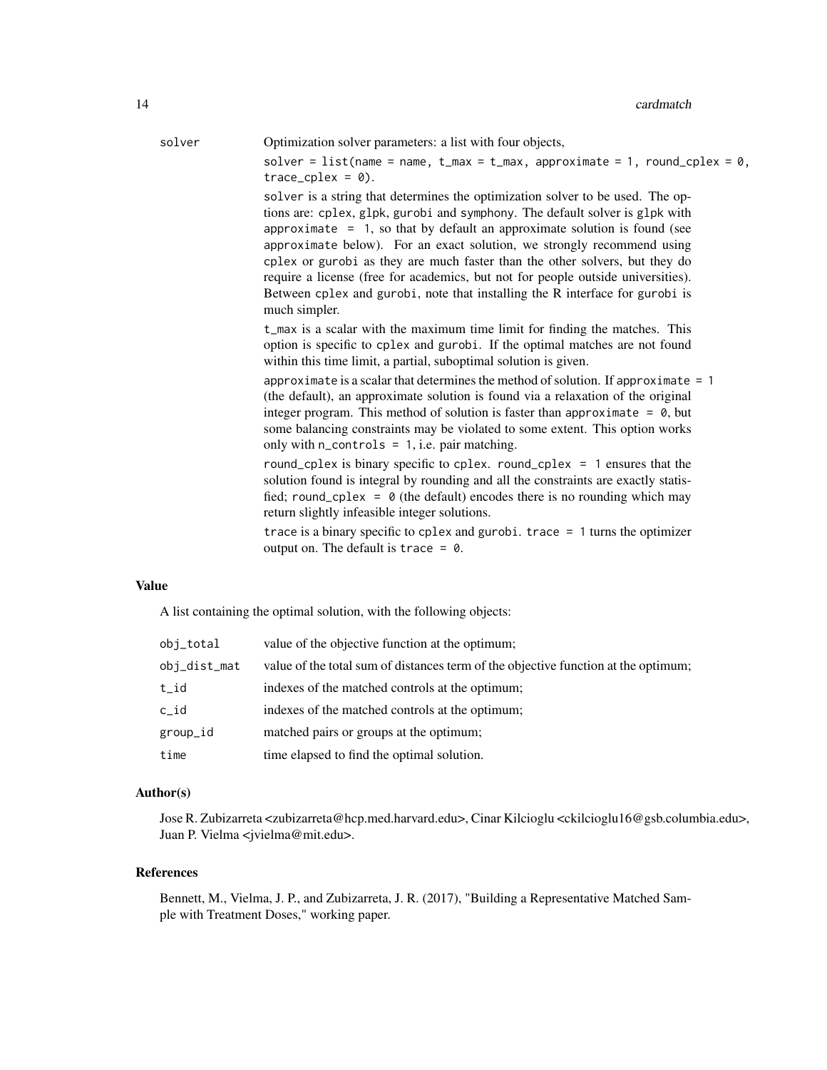solver	Optimization solver parameters: a list with four objects,

`solver = list(name = name, t_max = t_max, approximate = 1, round_cplex = 0, trace_cplex = 0)`.

`solver` is a string that determines the optimization solver to be used. The options are: `cplex`, `glpk`, `gurobi` and `symphony`. The default solver is `glpk` with `approximate = 1`, so that by default an approximate solution is found (see `approximate` below). For an exact solution, we strongly recommend using `cplex` or `gurobi` as they are much faster than the other solvers, but they do require a license (free for academics, but not for people outside universities). Between `cplex` and `gurobi`, note that installing the R interface for `gurobi` is much simpler.

`t_max` is a scalar with the maximum time limit for finding the matches. This option is specific to `cplex` and `gurobi`. If the optimal matches are not found within this time limit, a partial, suboptimal solution is given.

`approximate` is a scalar that determines the method of solution. If `approximate = 1` (the default), an approximate solution is found via a relaxation of the original integer program. This method of solution is faster than `approximate = 0`, but some balancing constraints may be violated to some extent. This option works only with `n_controls = 1`, i.e. pair matching.

`round_cplex` is binary specific to `cplex`. `round_cplex = 1` ensures that the solution found is integral by rounding and all the constraints are exactly statisfied; `round_cplex = 0` (the default) encodes there is no rounding which may return slightly infeasible integer solutions.

`trace` is a binary specific to `cplex` and `gurobi`. `trace = 1` turns the optimizer output on. The default is `trace = 0`.

### Value

A list containing the optimal solution, with the following objects:

| | |
|---|---|
| `obj_total` | value of the objective function at the optimum; |
| `obj_dist_mat` | value of the total sum of distances term of the objective function at the optimum; |
| `t_id` | indexes of the matched controls at the optimum; |
| `c_id` | indexes of the matched controls at the optimum; |
| `group_id` | matched pairs or groups at the optimum; |
| `time` | time elapsed to find the optimal solution. |

### Author(s)

Jose R. Zubizarreta <zubizarreta@hcp.med.harvard.edu>, Cinar Kilcioglu <ckilcioglu16@gsb.columbia.edu>, Juan P. Vielma <jvielma@mit.edu>.

### References

Bennett, M., Vielma, J. P., and Zubizarreta, J. R. (2017), "Building a Representative Matched Sample with Treatment Doses," working paper.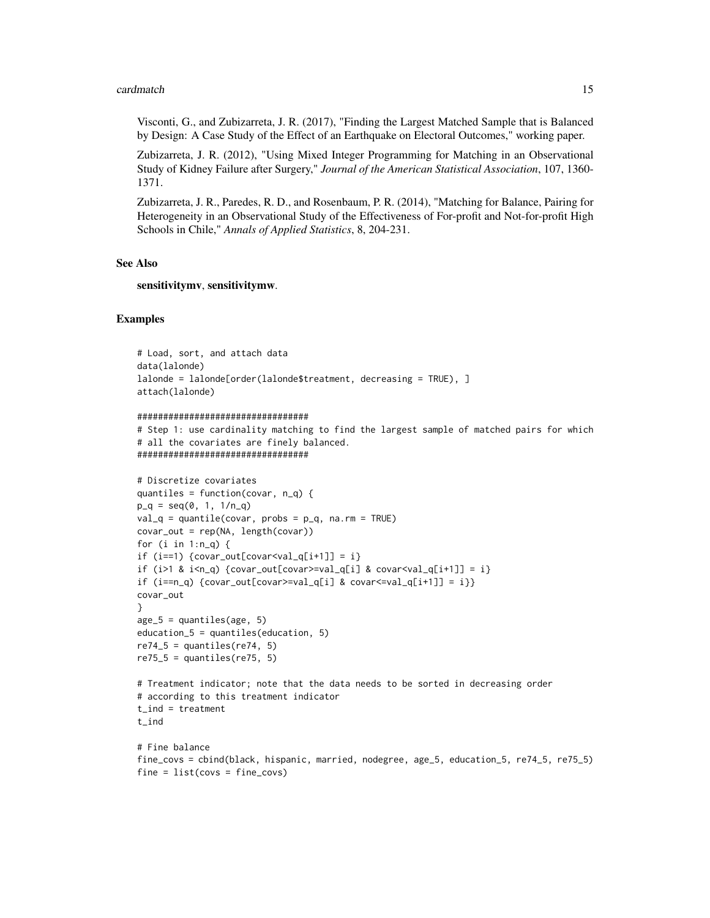Visconti, G., and Zubizarreta, J. R. (2017), "Finding the Largest Matched Sample that is Balanced by Design: A Case Study of the Effect of an Earthquake on Electoral Outcomes," working paper.

Zubizarreta, J. R. (2012), "Using Mixed Integer Programming for Matching in an Observational Study of Kidney Failure after Surgery," *Journal of the American Statistical Association*, 107, 1360-1371.

Zubizarreta, J. R., Paredes, R. D., and Rosenbaum, P. R. (2014), "Matching for Balance, Pairing for Heterogeneity in an Observational Study of the Effectiveness of For-profit and Not-for-profit High Schools in Chile," *Annals of Applied Statistics*, 8, 204-231.

## See Also

**sensitivitymv**, **sensitivitymw**.

## Examples

```
# Load, sort, and attach data
data(lalonde)
lalonde = lalonde[order(lalonde$treatment, decreasing = TRUE), ]
attach(lalonde)

#################################
# Step 1: use cardinality matching to find the largest sample of matched pairs for which
# all the covariates are finely balanced.
#################################

# Discretize covariates
quantiles = function(covar, n_q) {
p_q = seq(0, 1, 1/n_q)
val_q = quantile(covar, probs = p_q, na.rm = TRUE)
covar_out = rep(NA, length(covar))
for (i in 1:n_q) {
if (i==1) {covar_out[covar<val_q[i+1]] = i}
if (i>1 & i<n_q) {covar_out[covar>=val_q[i] & covar<val_q[i+1]] = i}
if (i==n_q) {covar_out[covar>=val_q[i] & covar<=val_q[i+1]] = i}}
covar_out
}
age_5 = quantiles(age, 5)
education_5 = quantiles(education, 5)
re74_5 = quantiles(re74, 5)
re75_5 = quantiles(re75, 5)

# Treatment indicator; note that the data needs to be sorted in decreasing order
# according to this treatment indicator
t_ind = treatment
t_ind

# Fine balance
fine_covs = cbind(black, hispanic, married, nodegree, age_5, education_5, re74_5, re75_5)
fine = list(covs = fine_covs)
```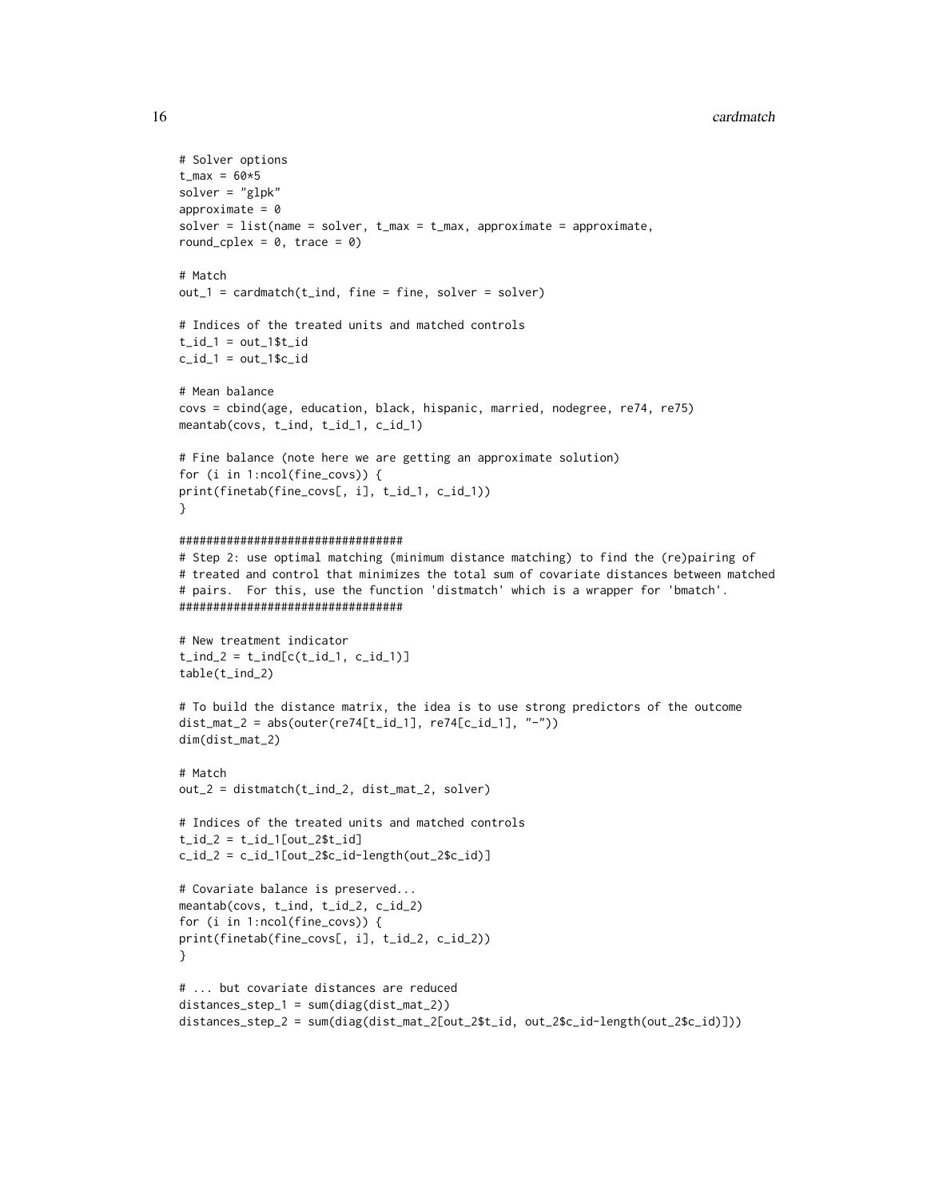```
# Solver options
t_max = 60*5
solver = "glpk"
approximate = 0
solver = list(name = solver, t_max = t_max, approximate = approximate,
round_cplex = 0, trace = 0)

# Match
out_1 = cardmatch(t_ind, fine = fine, solver = solver)

# Indices of the treated units and matched controls
t_id_1 = out_1$t_id
c_id_1 = out_1$c_id

# Mean balance
covs = cbind(age, education, black, hispanic, married, nodegree, re74, re75)
meantab(covs, t_ind, t_id_1, c_id_1)

# Fine balance (note here we are getting an approximate solution)
for (i in 1:ncol(fine_covs)) {
print(finetab(fine_covs[, i], t_id_1, c_id_1))
}

#################################
# Step 2: use optimal matching (minimum distance matching) to find the (re)pairing of
# treated and control that minimizes the total sum of covariate distances between matched
# pairs.  For this, use the function 'distmatch' which is a wrapper for 'bmatch'.
#################################

# New treatment indicator
t_ind_2 = t_ind[c(t_id_1, c_id_1)]
table(t_ind_2)

# To build the distance matrix, the idea is to use strong predictors of the outcome
dist_mat_2 = abs(outer(re74[t_id_1], re74[c_id_1], "-"))
dim(dist_mat_2)

# Match
out_2 = distmatch(t_ind_2, dist_mat_2, solver)

# Indices of the treated units and matched controls
t_id_2 = t_id_1[out_2$t_id]
c_id_2 = c_id_1[out_2$c_id-length(out_2$c_id)]

# Covariate balance is preserved...
meantab(covs, t_ind, t_id_2, c_id_2)
for (i in 1:ncol(fine_covs)) {
print(finetab(fine_covs[, i], t_id_2, c_id_2))
}

# ... but covariate distances are reduced
distances_step_1 = sum(diag(dist_mat_2))
distances_step_2 = sum(diag(dist_mat_2[out_2$t_id, out_2$c_id-length(out_2$c_id)]))
```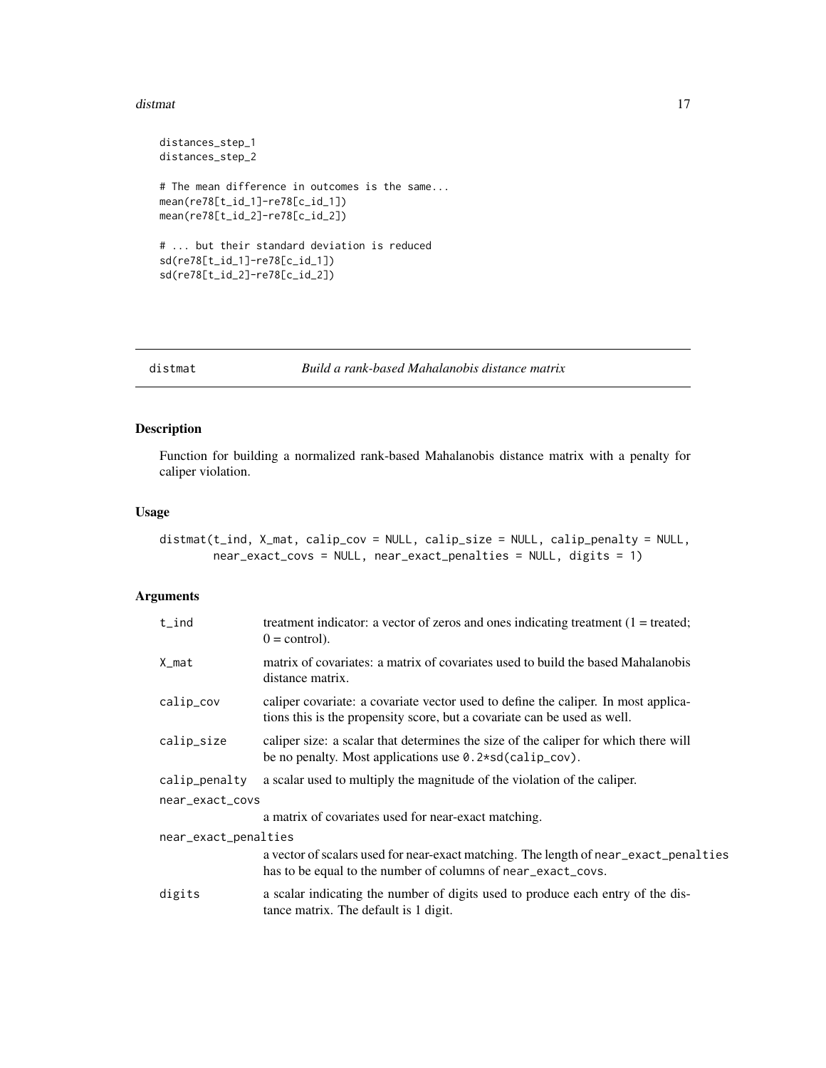```
distances_step_1
distances_step_2

# The mean difference in outcomes is the same...
mean(re78[t_id_1]-re78[c_id_1])
mean(re78[t_id_2]-re78[c_id_2])

# ... but their standard deviation is reduced
sd(re78[t_id_1]-re78[c_id_1])
sd(re78[t_id_2]-re78[c_id_2])
```

## distmat — *Build a rank-based Mahalanobis distance matrix*

### Description

Function for building a normalized rank-based Mahalanobis distance matrix with a penalty for caliper violation.

### Usage

```
distmat(t_ind, X_mat, calip_cov = NULL, calip_size = NULL, calip_penalty = NULL,
        near_exact_covs = NULL, near_exact_penalties = NULL, digits = 1)
```

### Arguments

| Argument | Description |
|---|---|
| `t_ind` | treatment indicator: a vector of zeros and ones indicating treatment (1 = treated; 0 = control). |
| `X_mat` | matrix of covariates: a matrix of covariates used to build the based Mahalanobis distance matrix. |
| `calip_cov` | caliper covariate: a covariate vector used to define the caliper. In most applications this is the propensity score, but a covariate can be used as well. |
| `calip_size` | caliper size: a scalar that determines the size of the caliper for which there will be no penalty. Most applications use `0.2*sd(calip_cov)`. |
| `calip_penalty` | a scalar used to multiply the magnitude of the violation of the caliper. |
| `near_exact_covs` | a matrix of covariates used for near-exact matching. |
| `near_exact_penalties` | a vector of scalars used for near-exact matching. The length of `near_exact_penalties` has to be equal to the number of columns of `near_exact_covs`. |
| `digits` | a scalar indicating the number of digits used to produce each entry of the distance matrix. The default is 1 digit. |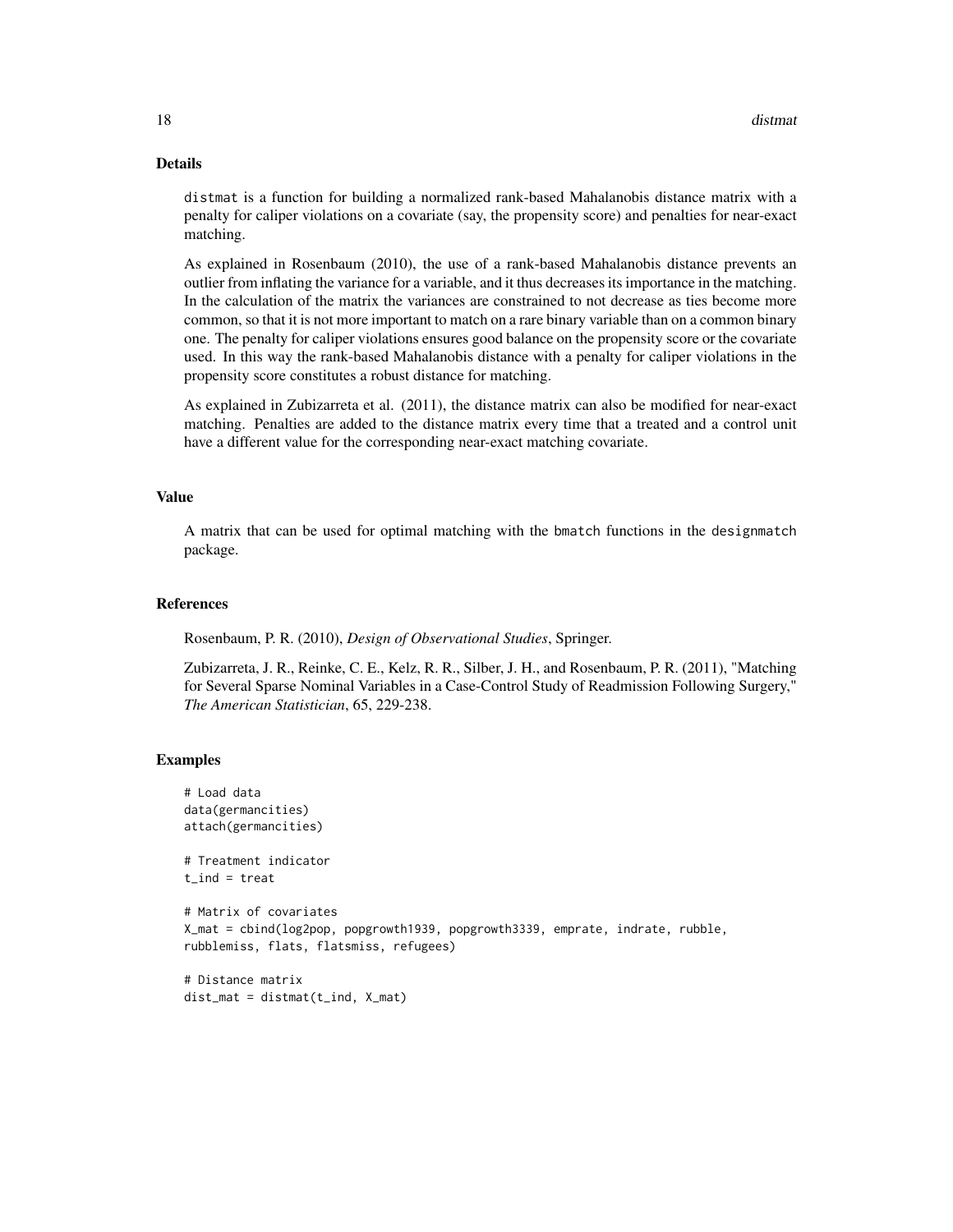## Details

distmat is a function for building a normalized rank-based Mahalanobis distance matrix with a penalty for caliper violations on a covariate (say, the propensity score) and penalties for near-exact matching.

As explained in Rosenbaum (2010), the use of a rank-based Mahalanobis distance prevents an outlier from inflating the variance for a variable, and it thus decreases its importance in the matching. In the calculation of the matrix the variances are constrained to not decrease as ties become more common, so that it is not more important to match on a rare binary variable than on a common binary one. The penalty for caliper violations ensures good balance on the propensity score or the covariate used. In this way the rank-based Mahalanobis distance with a penalty for caliper violations in the propensity score constitutes a robust distance for matching.

As explained in Zubizarreta et al. (2011), the distance matrix can also be modified for near-exact matching. Penalties are added to the distance matrix every time that a treated and a control unit have a different value for the corresponding near-exact matching covariate.

## Value

A matrix that can be used for optimal matching with the bmatch functions in the designmatch package.

## References

Rosenbaum, P. R. (2010), *Design of Observational Studies*, Springer.

Zubizarreta, J. R., Reinke, C. E., Kelz, R. R., Silber, J. H., and Rosenbaum, P. R. (2011), "Matching for Several Sparse Nominal Variables in a Case-Control Study of Readmission Following Surgery," *The American Statistician*, 65, 229-238.

## Examples

```
# Load data
data(germancities)
attach(germancities)

# Treatment indicator
t_ind = treat

# Matrix of covariates
X_mat = cbind(log2pop, popgrowth1939, popgrowth3339, emprate, indrate, rubble,
rubblemiss, flats, flatsmiss, refugees)

# Distance matrix
dist_mat = distmat(t_ind, X_mat)
```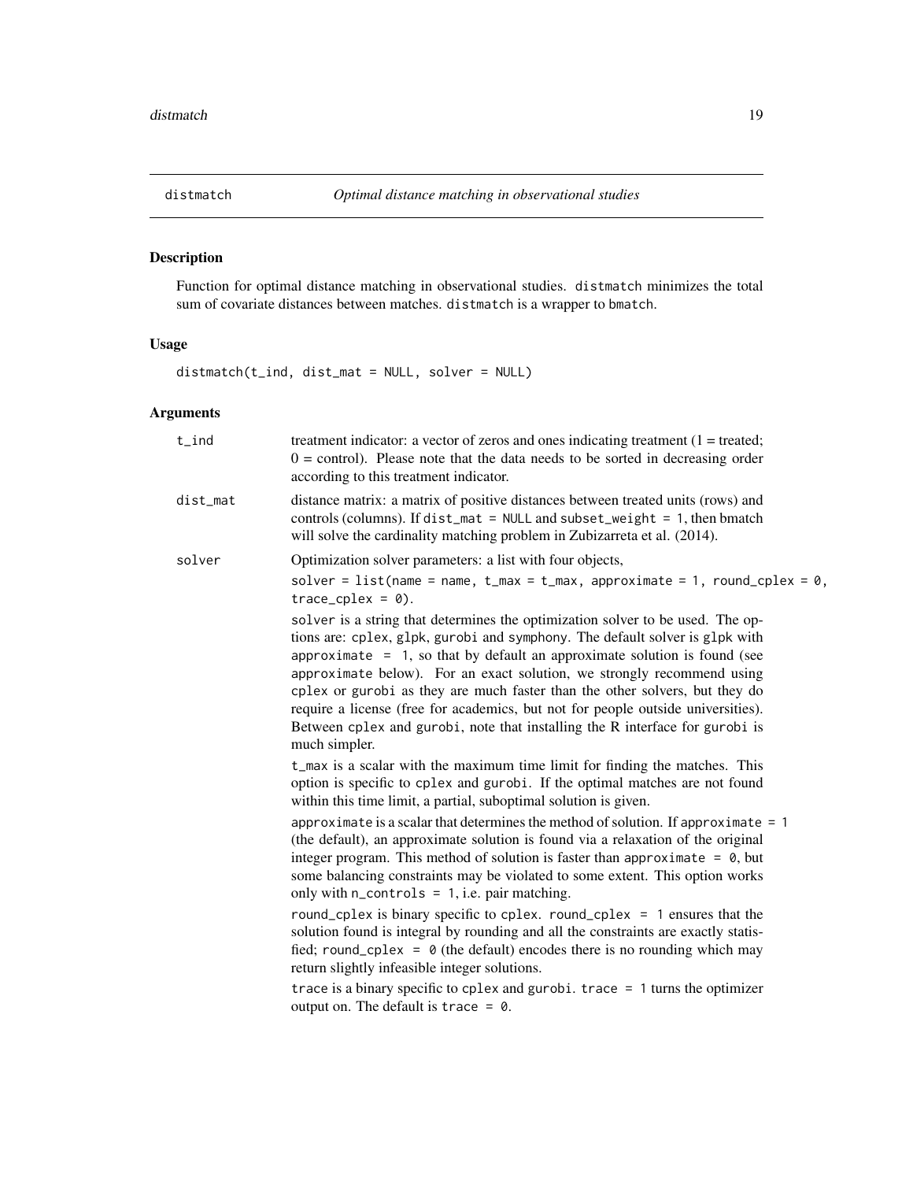## distmatch *Optimal distance matching in observational studies*

### Description

Function for optimal distance matching in observational studies. `distmatch` minimizes the total sum of covariate distances between matches. `distmatch` is a wrapper to `bmatch`.

### Usage

```
distmatch(t_ind, dist_mat = NULL, solver = NULL)
```

### Arguments

`t_ind` — treatment indicator: a vector of zeros and ones indicating treatment (1 = treated; 0 = control). Please note that the data needs to be sorted in decreasing order according to this treatment indicator.

`dist_mat` — distance matrix: a matrix of positive distances between treated units (rows) and controls (columns). If `dist_mat = NULL` and `subset_weight = 1`, then bmatch will solve the cardinality matching problem in Zubizarreta et al. (2014).

`solver` — Optimization solver parameters: a list with four objects,

`solver = list(name = name, t_max = t_max, approximate = 1, round_cplex = 0, trace_cplex = 0)`.

`solver` is a string that determines the optimization solver to be used. The options are: `cplex`, `glpk`, `gurobi` and `symphony`. The default solver is `glpk` with `approximate = 1`, so that by default an approximate solution is found (see `approximate` below). For an exact solution, we strongly recommend using `cplex` or `gurobi` as they are much faster than the other solvers, but they do require a license (free for academics, but not for people outside universities). Between `cplex` and `gurobi`, note that installing the R interface for `gurobi` is much simpler.

`t_max` is a scalar with the maximum time limit for finding the matches. This option is specific to `cplex` and `gurobi`. If the optimal matches are not found within this time limit, a partial, suboptimal solution is given.

`approximate` is a scalar that determines the method of solution. If `approximate = 1` (the default), an approximate solution is found via a relaxation of the original integer program. This method of solution is faster than `approximate = 0`, but some balancing constraints may be violated to some extent. This option works only with `n_controls = 1`, i.e. pair matching.

`round_cplex` is binary specific to `cplex`. `round_cplex = 1` ensures that the solution found is integral by rounding and all the constraints are exactly statisfied; `round_cplex = 0` (the default) encodes there is no rounding which may return slightly infeasible integer solutions.

`trace` is a binary specific to `cplex` and `gurobi`. `trace = 1` turns the optimizer output on. The default is `trace = 0`.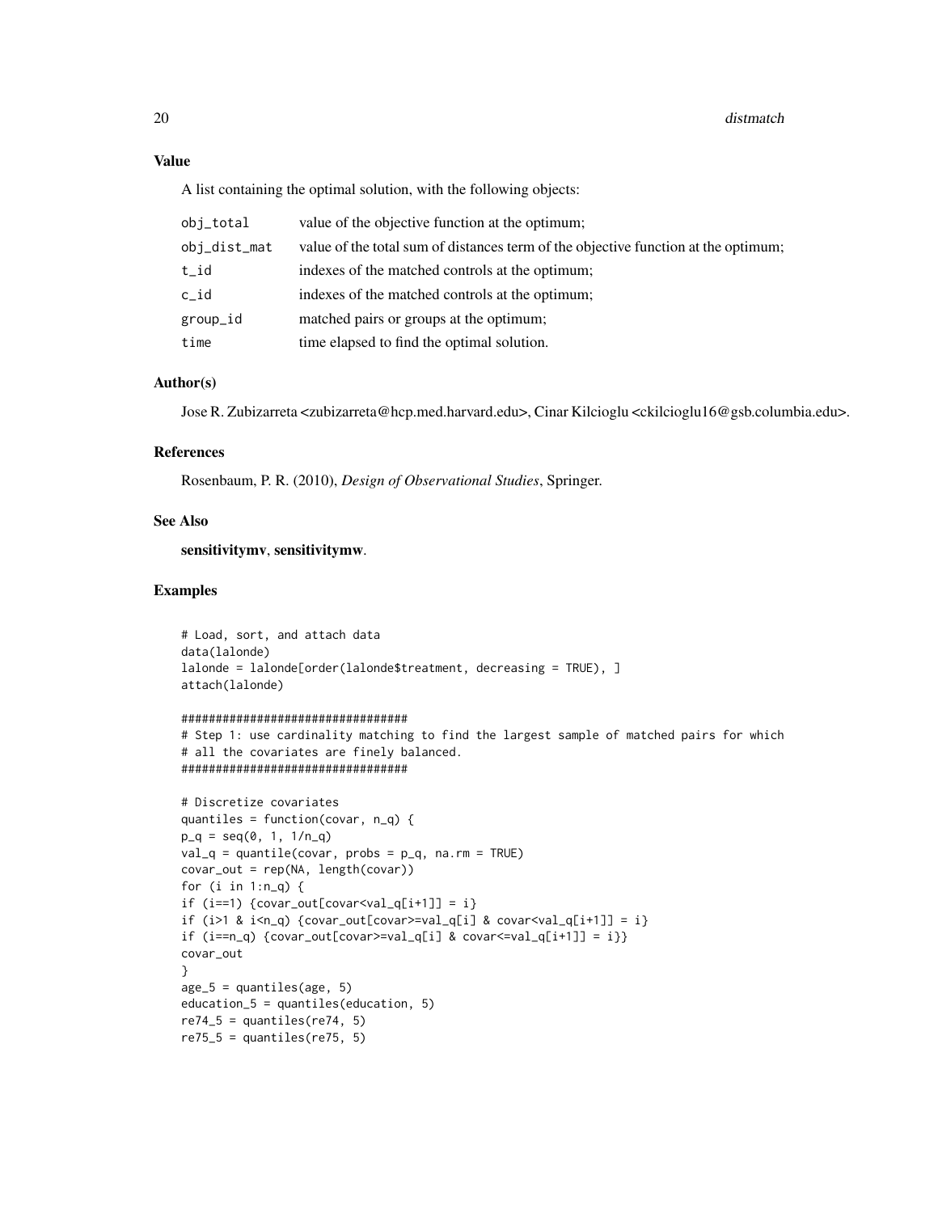## Value

A list containing the optimal solution, with the following objects:

| | |
|---|---|
| obj_total | value of the objective function at the optimum; |
| obj_dist_mat | value of the total sum of distances term of the objective function at the optimum; |
| t_id | indexes of the matched controls at the optimum; |
| c_id | indexes of the matched controls at the optimum; |
| group_id | matched pairs or groups at the optimum; |
| time | time elapsed to find the optimal solution. |

## Author(s)

Jose R. Zubizarreta <zubizarreta@hcp.med.harvard.edu>, Cinar Kilcioglu <ckilcioglu16@gsb.columbia.edu>.

## References

Rosenbaum, P. R. (2010), *Design of Observational Studies*, Springer.

## See Also

**sensitivitymv**, **sensitivitymw**.

## Examples

```
# Load, sort, and attach data
data(lalonde)
lalonde = lalonde[order(lalonde$treatment, decreasing = TRUE), ]
attach(lalonde)

#################################
# Step 1: use cardinality matching to find the largest sample of matched pairs for which
# all the covariates are finely balanced.
#################################

# Discretize covariates
quantiles = function(covar, n_q) {
p_q = seq(0, 1, 1/n_q)
val_q = quantile(covar, probs = p_q, na.rm = TRUE)
covar_out = rep(NA, length(covar))
for (i in 1:n_q) {
if (i==1) {covar_out[covar<val_q[i+1]] = i}
if (i>1 & i<n_q) {covar_out[covar>=val_q[i] & covar<val_q[i+1]] = i}
if (i==n_q) {covar_out[covar>=val_q[i] & covar<=val_q[i+1]] = i}}
covar_out
}
age_5 = quantiles(age, 5)
education_5 = quantiles(education, 5)
re74_5 = quantiles(re74, 5)
re75_5 = quantiles(re75, 5)
```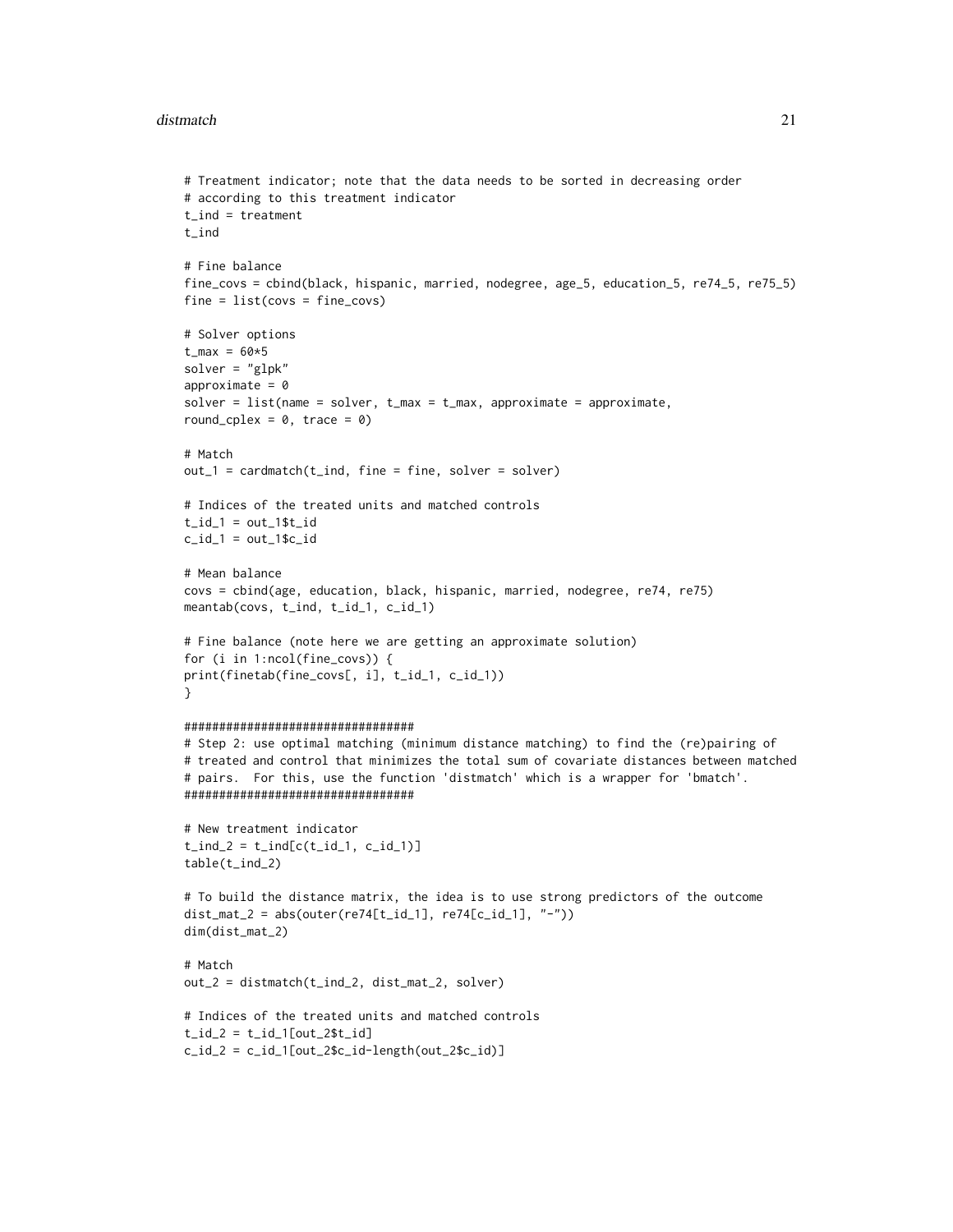```
# Treatment indicator; note that the data needs to be sorted in decreasing order
# according to this treatment indicator
t_ind = treatment
t_ind

# Fine balance
fine_covs = cbind(black, hispanic, married, nodegree, age_5, education_5, re74_5, re75_5)
fine = list(covs = fine_covs)

# Solver options
t_max = 60*5
solver = "glpk"
approximate = 0
solver = list(name = solver, t_max = t_max, approximate = approximate,
round_cplex = 0, trace = 0)

# Match
out_1 = cardmatch(t_ind, fine = fine, solver = solver)

# Indices of the treated units and matched controls
t_id_1 = out_1$t_id
c_id_1 = out_1$c_id

# Mean balance
covs = cbind(age, education, black, hispanic, married, nodegree, re74, re75)
meantab(covs, t_ind, t_id_1, c_id_1)

# Fine balance (note here we are getting an approximate solution)
for (i in 1:ncol(fine_covs)) {
print(finetab(fine_covs[, i], t_id_1, c_id_1))
}

#################################
# Step 2: use optimal matching (minimum distance matching) to find the (re)pairing of
# treated and control that minimizes the total sum of covariate distances between matched
# pairs.  For this, use the function 'distmatch' which is a wrapper for 'bmatch'.
#################################

# New treatment indicator
t_ind_2 = t_ind[c(t_id_1, c_id_1)]
table(t_ind_2)

# To build the distance matrix, the idea is to use strong predictors of the outcome
dist_mat_2 = abs(outer(re74[t_id_1], re74[c_id_1], "-"))
dim(dist_mat_2)

# Match
out_2 = distmatch(t_ind_2, dist_mat_2, solver)

# Indices of the treated units and matched controls
t_id_2 = t_id_1[out_2$t_id]
c_id_2 = c_id_1[out_2$c_id-length(out_2$c_id)]
```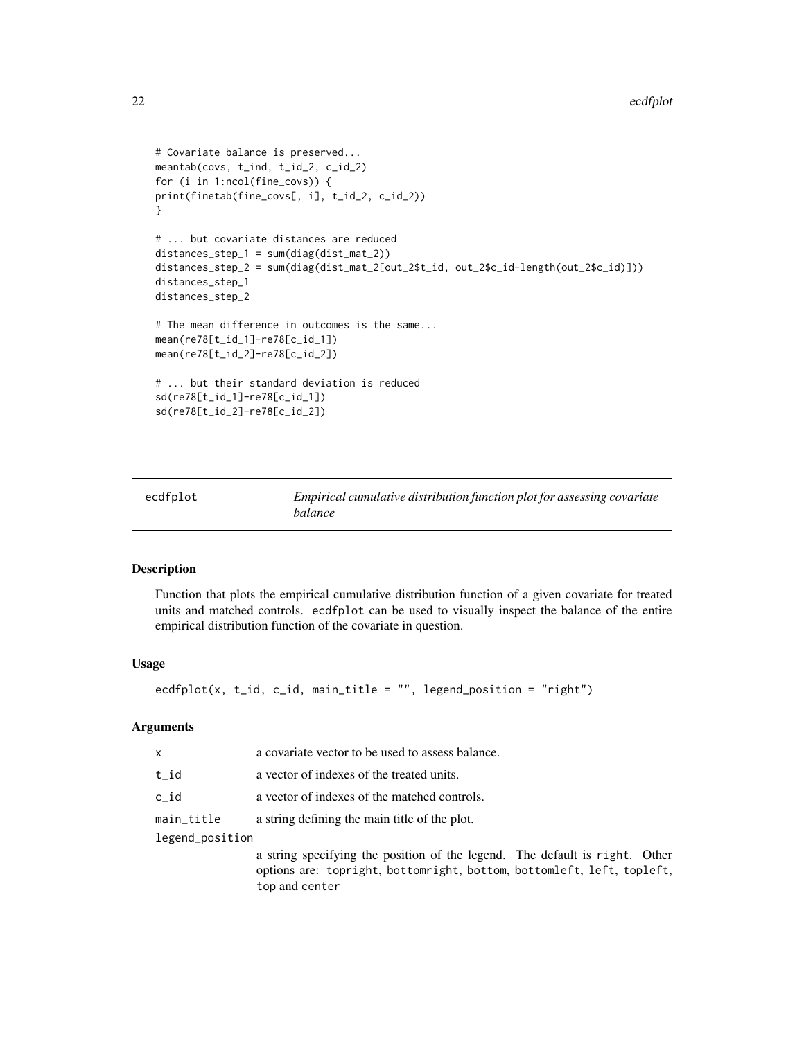```
# Covariate balance is preserved...
meantab(covs, t_ind, t_id_2, c_id_2)
for (i in 1:ncol(fine_covs)) {
print(finetab(fine_covs[, i], t_id_2, c_id_2))
}

# ... but covariate distances are reduced
distances_step_1 = sum(diag(dist_mat_2))
distances_step_2 = sum(diag(dist_mat_2[out_2$t_id, out_2$c_id-length(out_2$c_id)]))
distances_step_1
distances_step_2

# The mean difference in outcomes is the same...
mean(re78[t_id_1]-re78[c_id_1])
mean(re78[t_id_2]-re78[c_id_2])

# ... but their standard deviation is reduced
sd(re78[t_id_1]-re78[c_id_1])
sd(re78[t_id_2]-re78[c_id_2])
```

## ecdfplot — *Empirical cumulative distribution function plot for assessing covariate balance*

### Description

Function that plots the empirical cumulative distribution function of a given covariate for treated units and matched controls. ecdfplot can be used to visually inspect the balance of the entire empirical distribution function of the covariate in question.

### Usage

```
ecdfplot(x, t_id, c_id, main_title = "", legend_position = "right")
```

### Arguments

| | |
|---|---|
| x | a covariate vector to be used to assess balance. |
| t_id | a vector of indexes of the treated units. |
| c_id | a vector of indexes of the matched controls. |
| main_title | a string defining the main title of the plot. |
| legend_position | a string specifying the position of the legend. The default is right. Other options are: topright, bottomright, bottom, bottomleft, left, topleft, top and center |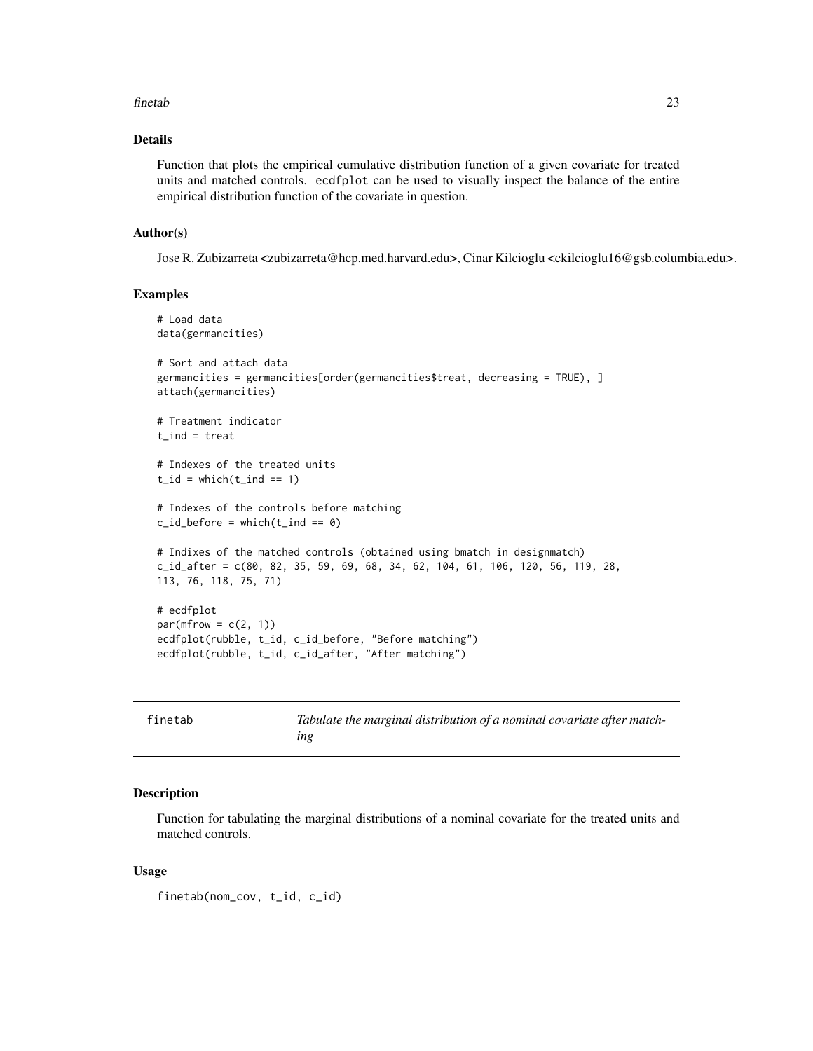## Details

Function that plots the empirical cumulative distribution function of a given covariate for treated units and matched controls. `ecdfplot` can be used to visually inspect the balance of the entire empirical distribution function of the covariate in question.

## Author(s)

Jose R. Zubizarreta <zubizarreta@hcp.med.harvard.edu>, Cinar Kilcioglu <ckilcioglu16@gsb.columbia.edu>.

## Examples

```
# Load data
data(germancities)

# Sort and attach data
germancities = germancities[order(germancities$treat, decreasing = TRUE), ]
attach(germancities)

# Treatment indicator
t_ind = treat

# Indexes of the treated units
t_id = which(t_ind == 1)

# Indexes of the controls before matching
c_id_before = which(t_ind == 0)

# Indixes of the matched controls (obtained using bmatch in designmatch)
c_id_after = c(80, 82, 35, 59, 69, 68, 34, 62, 104, 61, 106, 120, 56, 119, 28,
113, 76, 118, 75, 71)

# ecdfplot
par(mfrow = c(2, 1))
ecdfplot(rubble, t_id, c_id_before, "Before matching")
ecdfplot(rubble, t_id, c_id_after, "After matching")
```

---

# finetab — *Tabulate the marginal distribution of a nominal covariate after matching*

---

## Description

Function for tabulating the marginal distributions of a nominal covariate for the treated units and matched controls.

## Usage

```
finetab(nom_cov, t_id, c_id)
```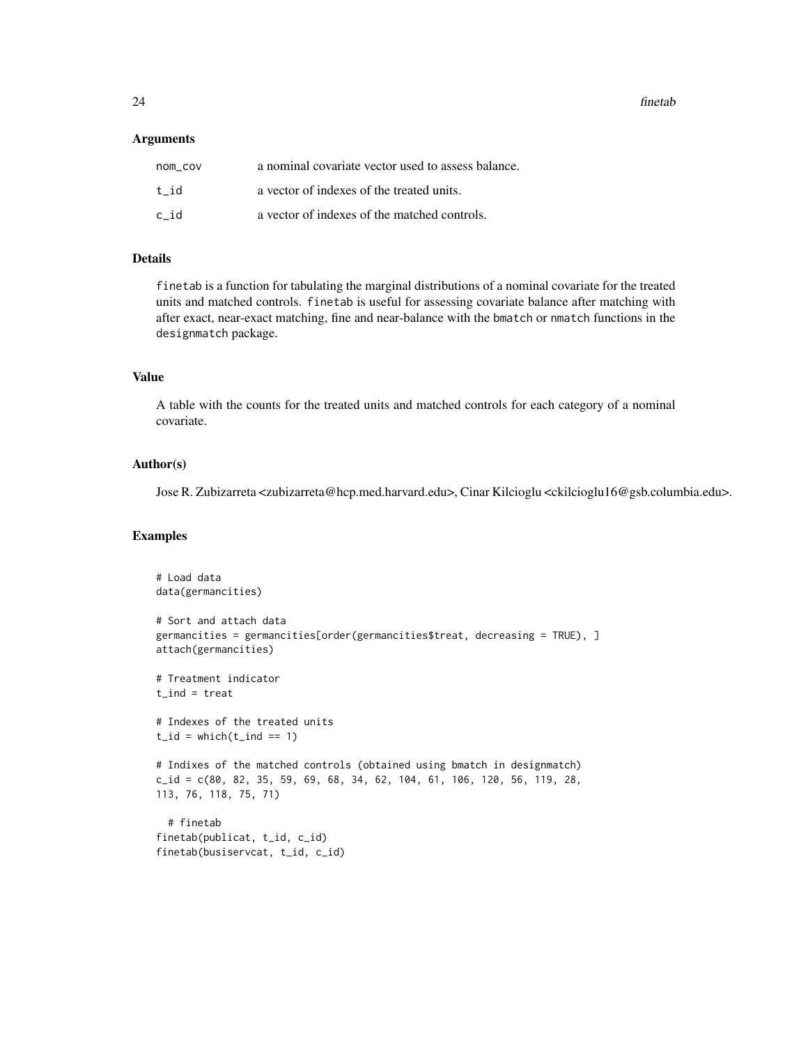### Arguments

| | |
|---|---|
| nom_cov | a nominal covariate vector used to assess balance. |
| t_id | a vector of indexes of the treated units. |
| c_id | a vector of indexes of the matched controls. |

### Details

finetab is a function for tabulating the marginal distributions of a nominal covariate for the treated units and matched controls. finetab is useful for assessing covariate balance after matching with after exact, near-exact matching, fine and near-balance with the bmatch or nmatch functions in the designmatch package.

### Value

A table with the counts for the treated units and matched controls for each category of a nominal covariate.

### Author(s)

Jose R. Zubizarreta <zubizarreta@hcp.med.harvard.edu>, Cinar Kilcioglu <ckilcioglu16@gsb.columbia.edu>.

### Examples

```
# Load data
data(germancities)

# Sort and attach data
germancities = germancities[order(germancities$treat, decreasing = TRUE), ]
attach(germancities)

# Treatment indicator
t_ind = treat

# Indexes of the treated units
t_id = which(t_ind == 1)

# Indixes of the matched controls (obtained using bmatch in designmatch)
c_id = c(80, 82, 35, 59, 69, 68, 34, 62, 104, 61, 106, 120, 56, 119, 28,
113, 76, 118, 75, 71)

  # finetab
finetab(publicat, t_id, c_id)
finetab(busiservcat, t_id, c_id)
```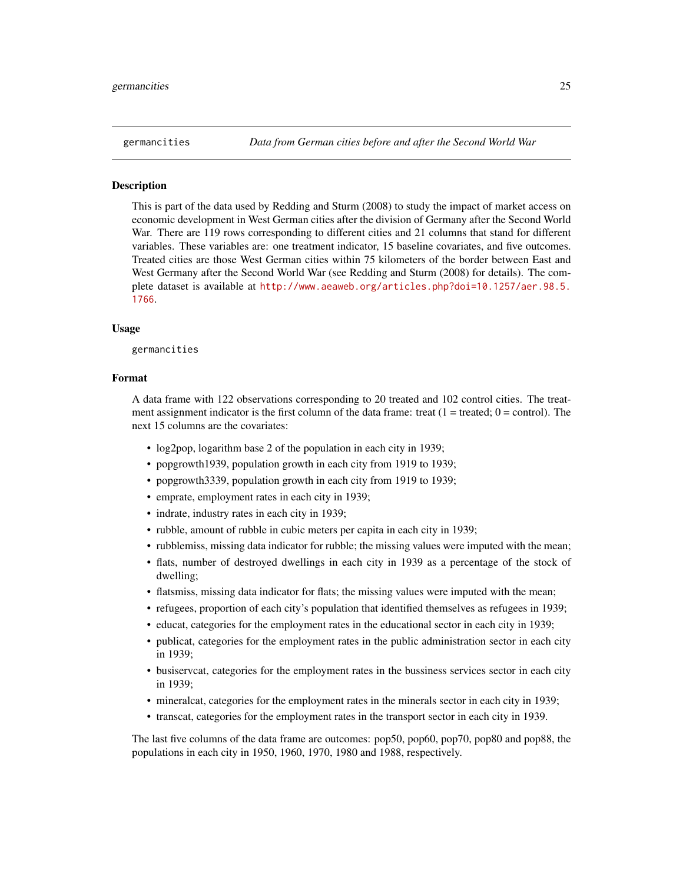`germancities` *Data from German cities before and after the Second World War*

## Description

This is part of the data used by Redding and Sturm (2008) to study the impact of market access on economic development in West German cities after the division of Germany after the Second World War. There are 119 rows corresponding to different cities and 21 columns that stand for different variables. These variables are: one treatment indicator, 15 baseline covariates, and five outcomes. Treated cities are those West German cities within 75 kilometers of the border between East and West Germany after the Second World War (see Redding and Sturm (2008) for details). The complete dataset is available at http://www.aeaweb.org/articles.php?doi=10.1257/aer.98.5.1766.

## Usage

```
germancities
```

## Format

A data frame with 122 observations corresponding to 20 treated and 102 control cities. The treatment assignment indicator is the first column of the data frame: treat (1 = treated; 0 = control). The next 15 columns are the covariates:

- log2pop, logarithm base 2 of the population in each city in 1939;
- popgrowth1939, population growth in each city from 1919 to 1939;
- popgrowth3339, population growth in each city from 1919 to 1939;
- emprate, employment rates in each city in 1939;
- indrate, industry rates in each city in 1939;
- rubble, amount of rubble in cubic meters per capita in each city in 1939;
- rubblemiss, missing data indicator for rubble; the missing values were imputed with the mean;
- flats, number of destroyed dwellings in each city in 1939 as a percentage of the stock of dwelling;
- flatsmiss, missing data indicator for flats; the missing values were imputed with the mean;
- refugees, proportion of each city's population that identified themselves as refugees in 1939;
- educat, categories for the employment rates in the educational sector in each city in 1939;
- publicat, categories for the employment rates in the public administration sector in each city in 1939;
- busiservcat, categories for the employment rates in the bussiness services sector in each city in 1939;
- mineralcat, categories for the employment rates in the minerals sector in each city in 1939;
- transcat, categories for the employment rates in the transport sector in each city in 1939.

The last five columns of the data frame are outcomes: pop50, pop60, pop70, pop80 and pop88, the populations in each city in 1950, 1960, 1970, 1980 and 1988, respectively.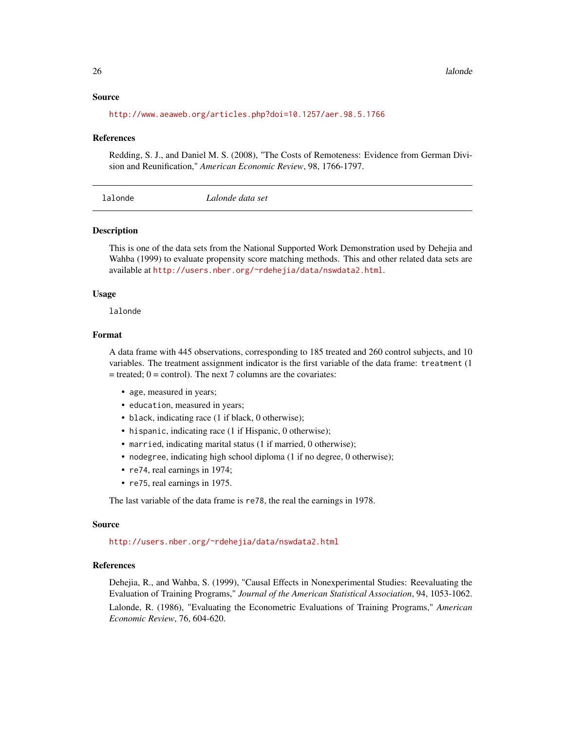### Source

http://www.aeaweb.org/articles.php?doi=10.1257/aer.98.5.1766

### References

Redding, S. J., and Daniel M. S. (2008), "The Costs of Remoteness: Evidence from German Division and Reunification," *American Economic Review*, 98, 1766-1797.

---

## lalonde — *Lalonde data set*

---

### Description

This is one of the data sets from the National Supported Work Demonstration used by Dehejia and Wahba (1999) to evaluate propensity score matching methods. This and other related data sets are available at http://users.nber.org/~rdehejia/data/nswdata2.html.

### Usage

```
lalonde
```

### Format

A data frame with 445 observations, corresponding to 185 treated and 260 control subjects, and 10 variables. The treatment assignment indicator is the first variable of the data frame: `treatment` (1 = treated; 0 = control). The next 7 columns are the covariates:

- `age`, measured in years;
- `education`, measured in years;
- `black`, indicating race (1 if black, 0 otherwise);
- `hispanic`, indicating race (1 if Hispanic, 0 otherwise);
- `married`, indicating marital status (1 if married, 0 otherwise);
- `nodegree`, indicating high school diploma (1 if no degree, 0 otherwise);
- `re74`, real earnings in 1974;
- `re75`, real earnings in 1975.

The last variable of the data frame is `re78`, the real the earnings in 1978.

### Source

http://users.nber.org/~rdehejia/data/nswdata2.html

### References

Dehejia, R., and Wahba, S. (1999), "Causal Effects in Nonexperimental Studies: Reevaluating the Evaluation of Training Programs," *Journal of the American Statistical Association*, 94, 1053-1062.

Lalonde, R. (1986), "Evaluating the Econometric Evaluations of Training Programs," *American Economic Review*, 76, 604-620.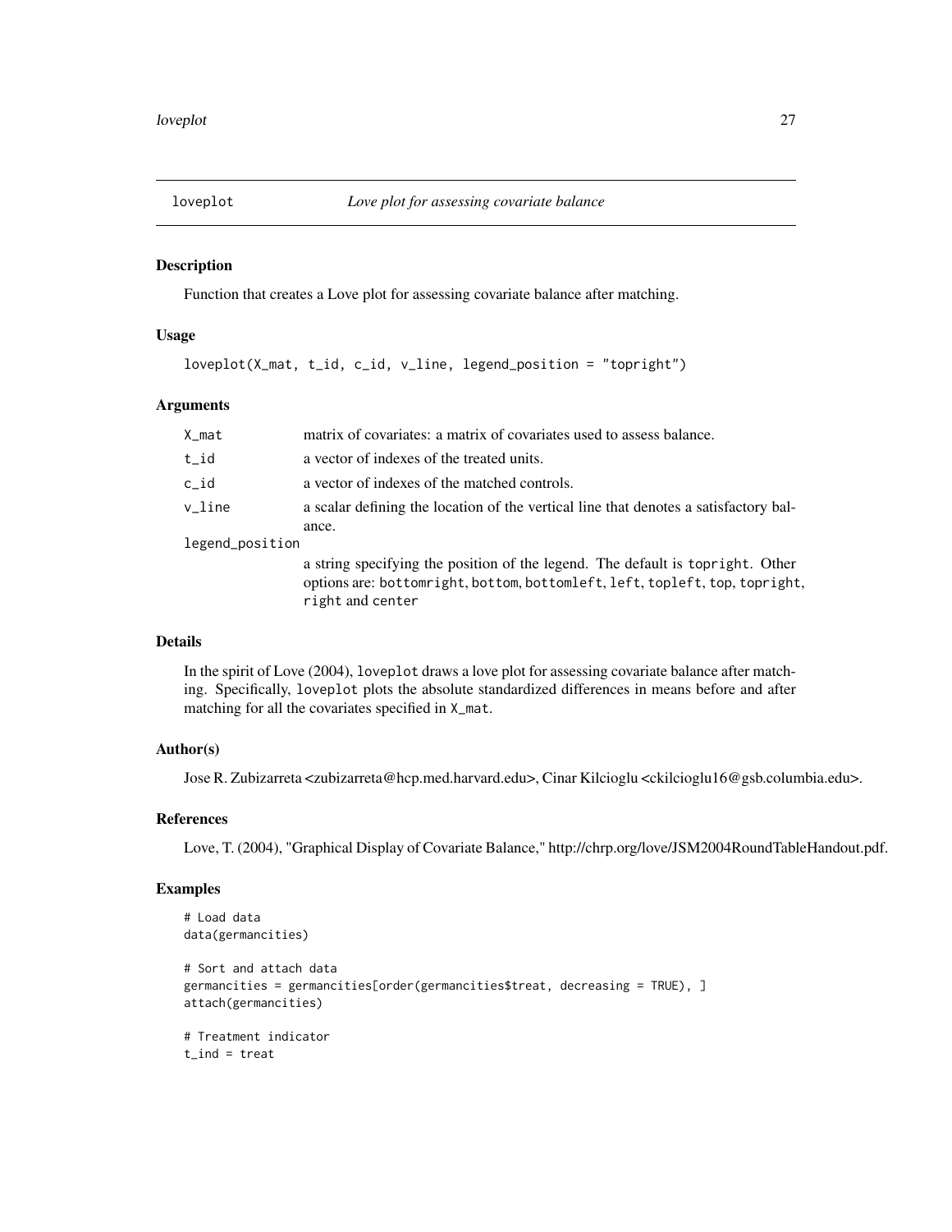# loveplot *Love plot for assessing covariate balance*

## Description

Function that creates a Love plot for assessing covariate balance after matching.

## Usage

```
loveplot(X_mat, t_id, c_id, v_line, legend_position = "topright")
```

## Arguments

| | |
|---|---|
| `X_mat` | matrix of covariates: a matrix of covariates used to assess balance. |
| `t_id` | a vector of indexes of the treated units. |
| `c_id` | a vector of indexes of the matched controls. |
| `v_line` | a scalar defining the location of the vertical line that denotes a satisfactory balance. |
| `legend_position` | a string specifying the position of the legend. The default is `topright`. Other options are: `bottomright`, `bottom`, `bottomleft`, `left`, `topleft`, `top`, `topright`, `right` and `center` |

## Details

In the spirit of Love (2004), `loveplot` draws a love plot for assessing covariate balance after matching. Specifically, `loveplot` plots the absolute standardized differences in means before and after matching for all the covariates specified in `X_mat`.

## Author(s)

Jose R. Zubizarreta <zubizarreta@hcp.med.harvard.edu>, Cinar Kilcioglu <ckilcioglu16@gsb.columbia.edu>.

## References

Love, T. (2004), "Graphical Display of Covariate Balance," http://chrp.org/love/JSM2004RoundTableHandout.pdf.

## Examples

```
# Load data
data(germancities)

# Sort and attach data
germancities = germancities[order(germancities$treat, decreasing = TRUE), ]
attach(germancities)

# Treatment indicator
t_ind = treat
```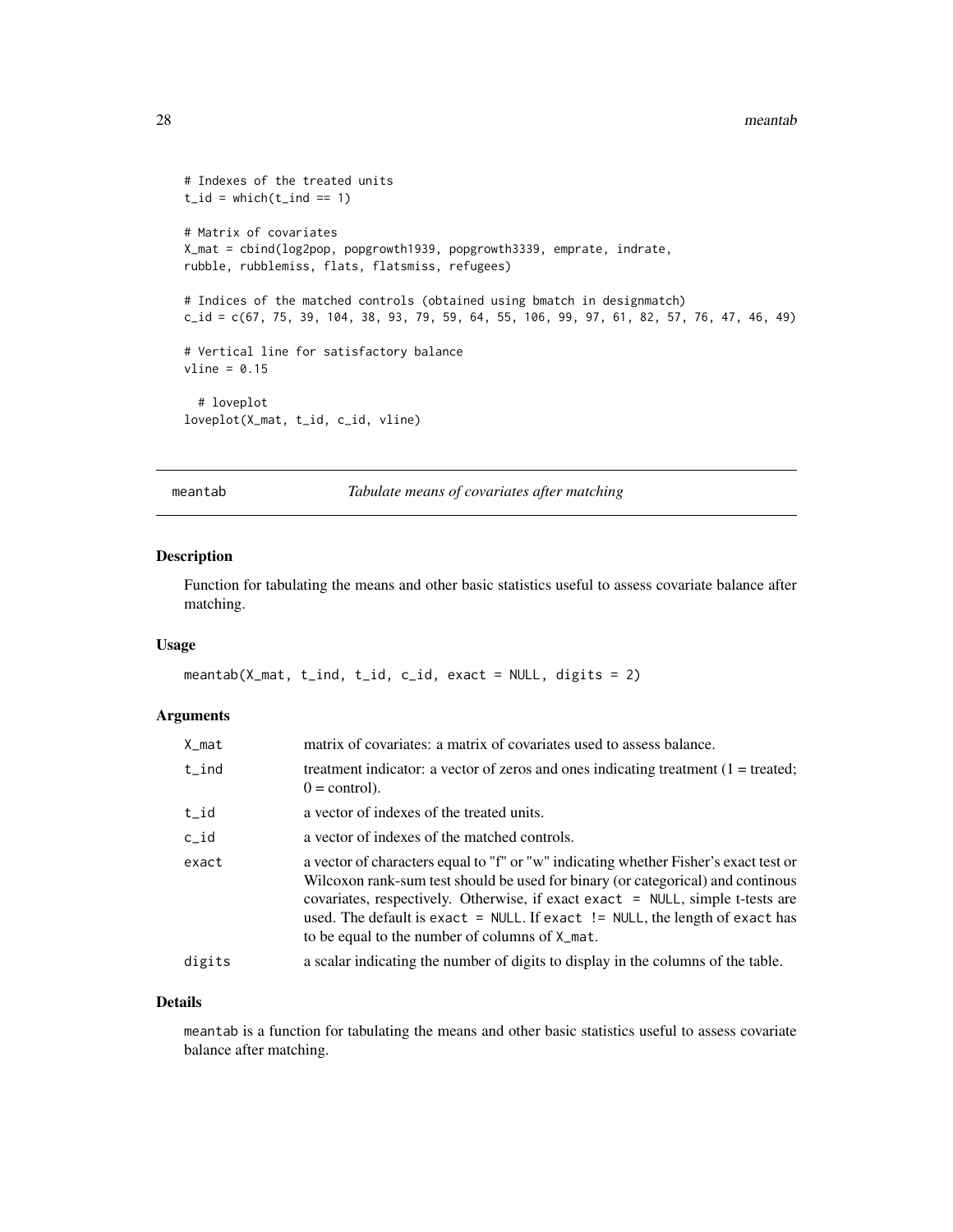```
# Indexes of the treated units
t_id = which(t_ind == 1)

# Matrix of covariates
X_mat = cbind(log2pop, popgrowth1939, popgrowth3339, emprate, indrate,
rubble, rubblemiss, flats, flatsmiss, refugees)

# Indices of the matched controls (obtained using bmatch in designmatch)
c_id = c(67, 75, 39, 104, 38, 93, 79, 59, 64, 55, 106, 99, 97, 61, 82, 57, 76, 47, 46, 49)

# Vertical line for satisfactory balance
vline = 0.15

  # loveplot
loveplot(X_mat, t_id, c_id, vline)
```

## meantab — *Tabulate means of covariates after matching*

### Description

Function for tabulating the means and other basic statistics useful to assess covariate balance after matching.

### Usage

```
meantab(X_mat, t_ind, t_id, c_id, exact = NULL, digits = 2)
```

### Arguments

| | |
|---|---|
| X_mat | matrix of covariates: a matrix of covariates used to assess balance. |
| t_ind | treatment indicator: a vector of zeros and ones indicating treatment (1 = treated; 0 = control). |
| t_id | a vector of indexes of the treated units. |
| c_id | a vector of indexes of the matched controls. |
| exact | a vector of characters equal to "f" or "w" indicating whether Fisher's exact test or Wilcoxon rank-sum test should be used for binary (or categorical) and continous covariates, respectively. Otherwise, if exact `exact = NULL`, simple t-tests are used. The default is `exact = NULL`. If `exact != NULL`, the length of `exact` has to be equal to the number of columns of `X_mat`. |
| digits | a scalar indicating the number of digits to display in the columns of the table. |

### Details

`meantab` is a function for tabulating the means and other basic statistics useful to assess covariate balance after matching.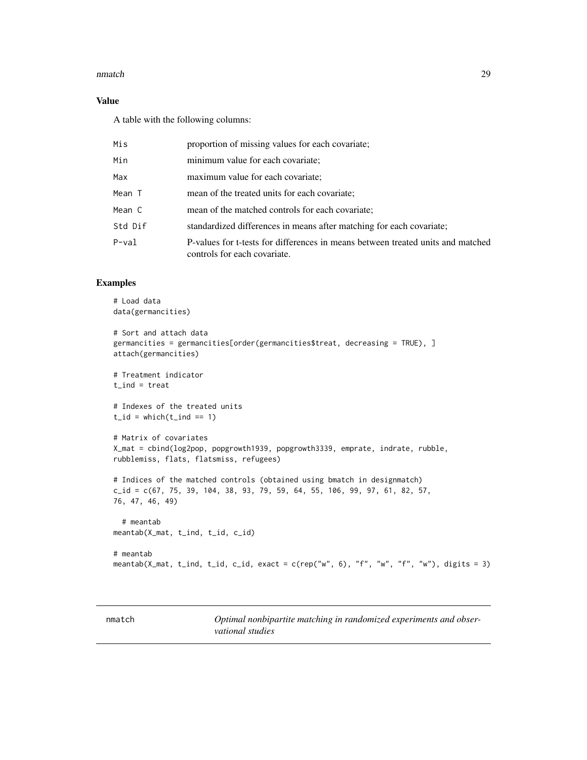## Value

A table with the following columns:

| | |
|---|---|
| Mis | proportion of missing values for each covariate; |
| Min | minimum value for each covariate; |
| Max | maximum value for each covariate; |
| Mean T | mean of the treated units for each covariate; |
| Mean C | mean of the matched controls for each covariate; |
| Std Dif | standardized differences in means after matching for each covariate; |
| P-val | P-values for t-tests for differences in means between treated units and matched controls for each covariate. |

## Examples

```
# Load data
data(germancities)

# Sort and attach data
germancities = germancities[order(germancities$treat, decreasing = TRUE), ]
attach(germancities)

# Treatment indicator
t_ind = treat

# Indexes of the treated units
t_id = which(t_ind == 1)

# Matrix of covariates
X_mat = cbind(log2pop, popgrowth1939, popgrowth3339, emprate, indrate, rubble,
rubblemiss, flats, flatsmiss, refugees)

# Indices of the matched controls (obtained using bmatch in designmatch)
c_id = c(67, 75, 39, 104, 38, 93, 79, 59, 64, 55, 106, 99, 97, 61, 82, 57,
76, 47, 46, 49)

  # meantab
meantab(X_mat, t_ind, t_id, c_id)

# meantab
meantab(X_mat, t_ind, t_id, c_id, exact = c(rep("w", 6), "f", "w", "f", "w"), digits = 3)
```

---

nmatch *Optimal nonbipartite matching in randomized experiments and observational studies*

---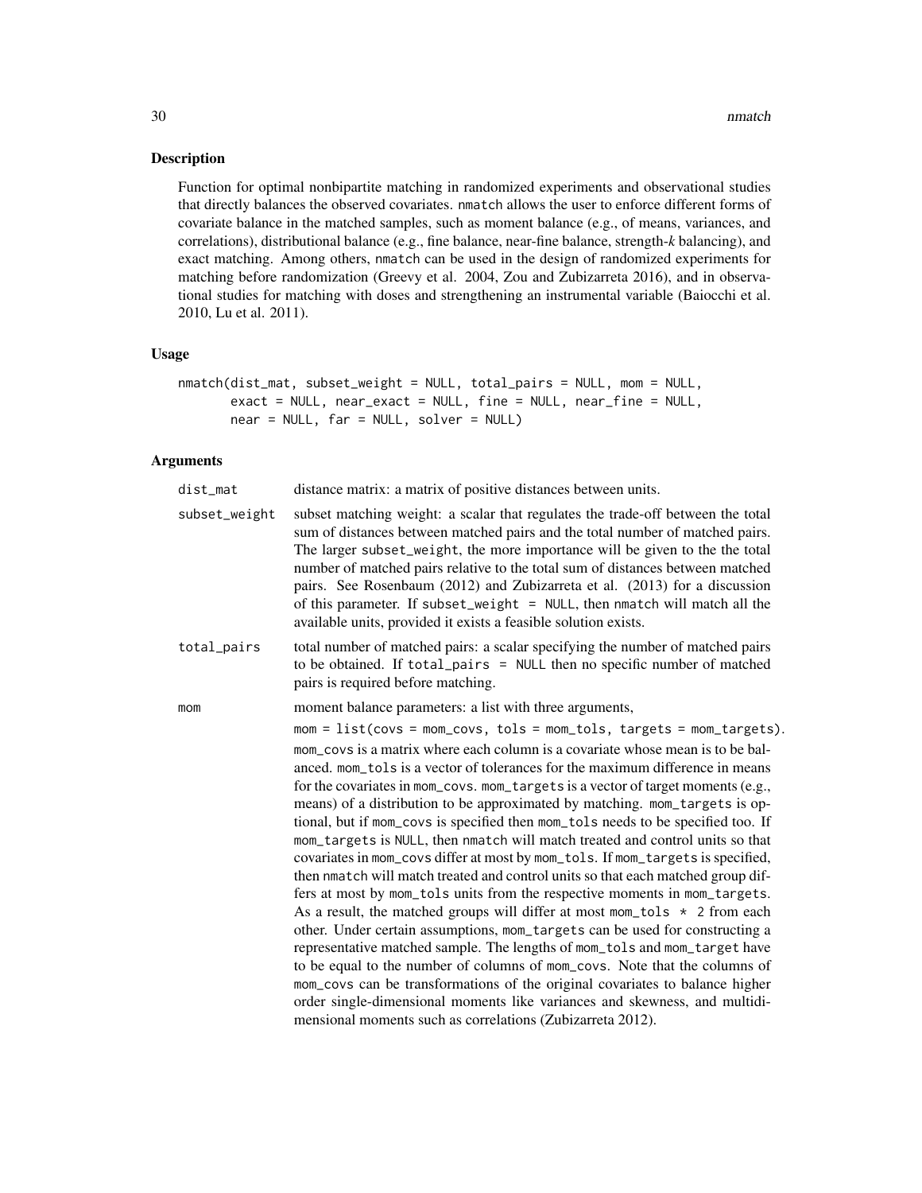## Description

Function for optimal nonbipartite matching in randomized experiments and observational studies that directly balances the observed covariates. `nmatch` allows the user to enforce different forms of covariate balance in the matched samples, such as moment balance (e.g., of means, variances, and correlations), distributional balance (e.g., fine balance, near-fine balance, strength-*k* balancing), and exact matching. Among others, `nmatch` can be used in the design of randomized experiments for matching before randomization (Greevy et al. 2004, Zou and Zubizarreta 2016), and in observational studies for matching with doses and strengthening an instrumental variable (Baiocchi et al. 2010, Lu et al. 2011).

## Usage

```
nmatch(dist_mat, subset_weight = NULL, total_pairs = NULL, mom = NULL,
       exact = NULL, near_exact = NULL, fine = NULL, near_fine = NULL,
       near = NULL, far = NULL, solver = NULL)
```

## Arguments

`dist_mat` distance matrix: a matrix of positive distances between units.

`subset_weight` subset matching weight: a scalar that regulates the trade-off between the total sum of distances between matched pairs and the total number of matched pairs. The larger `subset_weight`, the more importance will be given to the the total number of matched pairs relative to the total sum of distances between matched pairs. See Rosenbaum (2012) and Zubizarreta et al. (2013) for a discussion of this parameter. If `subset_weight = NULL`, then `nmatch` will match all the available units, provided it exists a feasible solution exists.

`total_pairs` total number of matched pairs: a scalar specifying the number of matched pairs to be obtained. If `total_pairs = NULL` then no specific number of matched pairs is required before matching.

`mom` moment balance parameters: a list with three arguments,

`mom = list(covs = mom_covs, tols = mom_tols, targets = mom_targets)`.

`mom_covs` is a matrix where each column is a covariate whose mean is to be balanced. `mom_tols` is a vector of tolerances for the maximum difference in means for the covariates in `mom_covs`. `mom_targets` is a vector of target moments (e.g., means) of a distribution to be approximated by matching. `mom_targets` is optional, but if `mom_covs` is specified then `mom_tols` needs to be specified too. If `mom_targets` is `NULL`, then `nmatch` will match treated and control units so that covariates in `mom_covs` differ at most by `mom_tols`. If `mom_targets` is specified, then `nmatch` will match treated and control units so that each matched group differs at most by `mom_tols` units from the respective moments in `mom_targets`. As a result, the matched groups will differ at most `mom_tols * 2` from each other. Under certain assumptions, `mom_targets` can be used for constructing a representative matched sample. The lengths of `mom_tols` and `mom_target` have to be equal to the number of columns of `mom_covs`. Note that the columns of `mom_covs` can be transformations of the original covariates to balance higher order single-dimensional moments like variances and skewness, and multidimensional moments such as correlations (Zubizarreta 2012).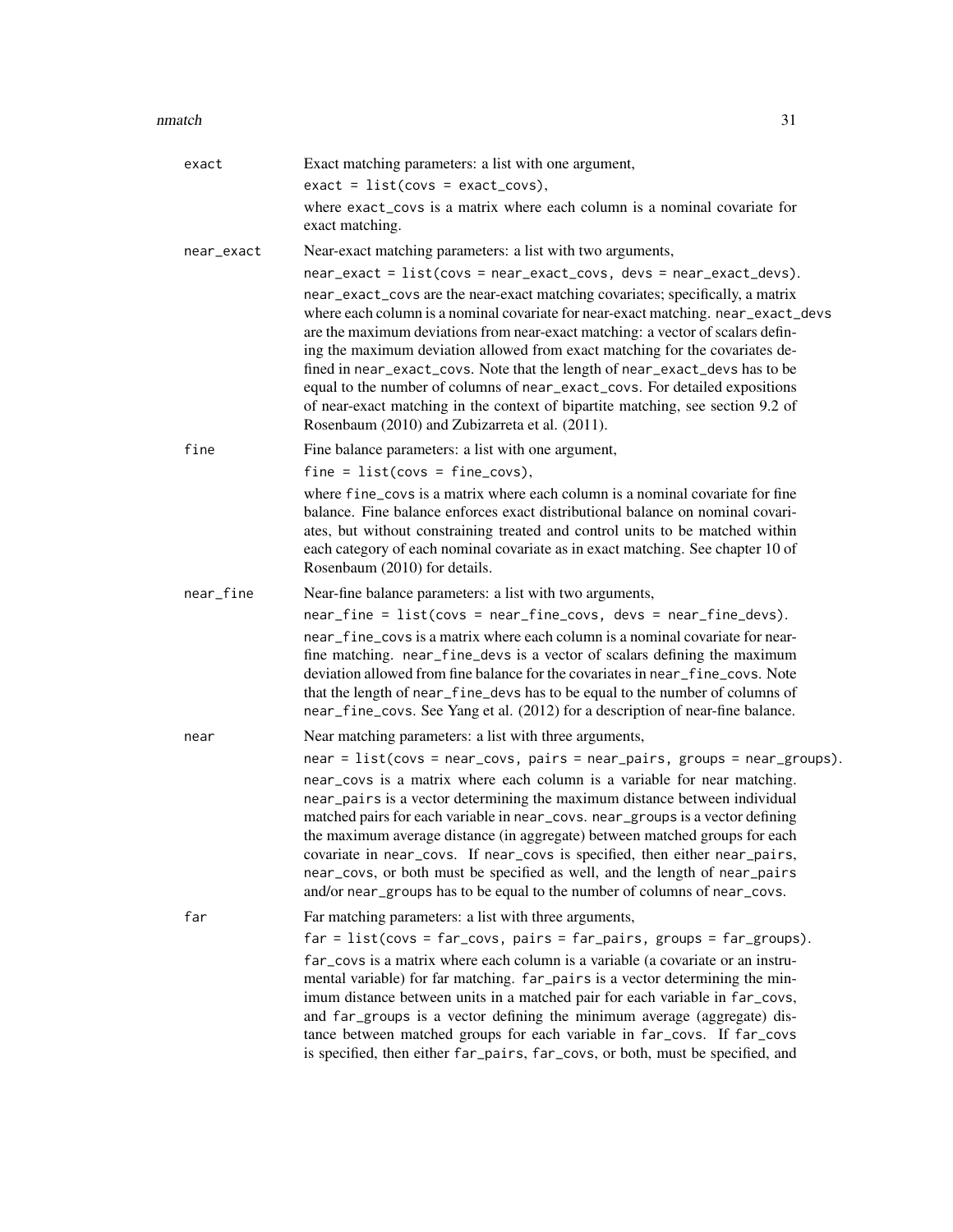**exact** Exact matching parameters: a list with one argument,

`exact = list(covs = exact_covs),`

where `exact_covs` is a matrix where each column is a nominal covariate for exact matching.

**near_exact** Near-exact matching parameters: a list with two arguments,

`near_exact = list(covs = near_exact_covs, devs = near_exact_devs).`

`near_exact_covs` are the near-exact matching covariates; specifically, a matrix where each column is a nominal covariate for near-exact matching. `near_exact_devs` are the maximum deviations from near-exact matching: a vector of scalars defining the maximum deviation allowed from exact matching for the covariates defined in `near_exact_covs`. Note that the length of `near_exact_devs` has to be equal to the number of columns of `near_exact_covs`. For detailed expositions of near-exact matching in the context of bipartite matching, see section 9.2 of Rosenbaum (2010) and Zubizarreta et al. (2011).

**fine** Fine balance parameters: a list with one argument,

`fine = list(covs = fine_covs),`

where `fine_covs` is a matrix where each column is a nominal covariate for fine balance. Fine balance enforces exact distributional balance on nominal covariates, but without constraining treated and control units to be matched within each category of each nominal covariate as in exact matching. See chapter 10 of Rosenbaum (2010) for details.

**near_fine** Near-fine balance parameters: a list with two arguments,

`near_fine = list(covs = near_fine_covs, devs = near_fine_devs).`

`near_fine_covs` is a matrix where each column is a nominal covariate for near-fine matching. `near_fine_devs` is a vector of scalars defining the maximum deviation allowed from fine balance for the covariates in `near_fine_covs`. Note that the length of `near_fine_devs` has to be equal to the number of columns of `near_fine_covs`. See Yang et al. (2012) for a description of near-fine balance.

**near** Near matching parameters: a list with three arguments,

`near = list(covs = near_covs, pairs = near_pairs, groups = near_groups).`

`near_covs` is a matrix where each column is a variable for near matching. `near_pairs` is a vector determining the maximum distance between individual matched pairs for each variable in `near_covs`. `near_groups` is a vector defining the maximum average distance (in aggregate) between matched groups for each covariate in `near_covs`. If `near_covs` is specified, then either `near_pairs`, `near_covs`, or both must be specified as well, and the length of `near_pairs` and/or `near_groups` has to be equal to the number of columns of `near_covs`.

**far** Far matching parameters: a list with three arguments,

`far = list(covs = far_covs, pairs = far_pairs, groups = far_groups).`

`far_covs` is a matrix where each column is a variable (a covariate or an instrumental variable) for far matching. `far_pairs` is a vector determining the minimum distance between units in a matched pair for each variable in `far_covs`, and `far_groups` is a vector defining the minimum average (aggregate) distance between matched groups for each variable in `far_covs`. If `far_covs` is specified, then either `far_pairs`, `far_covs`, or both, must be specified, and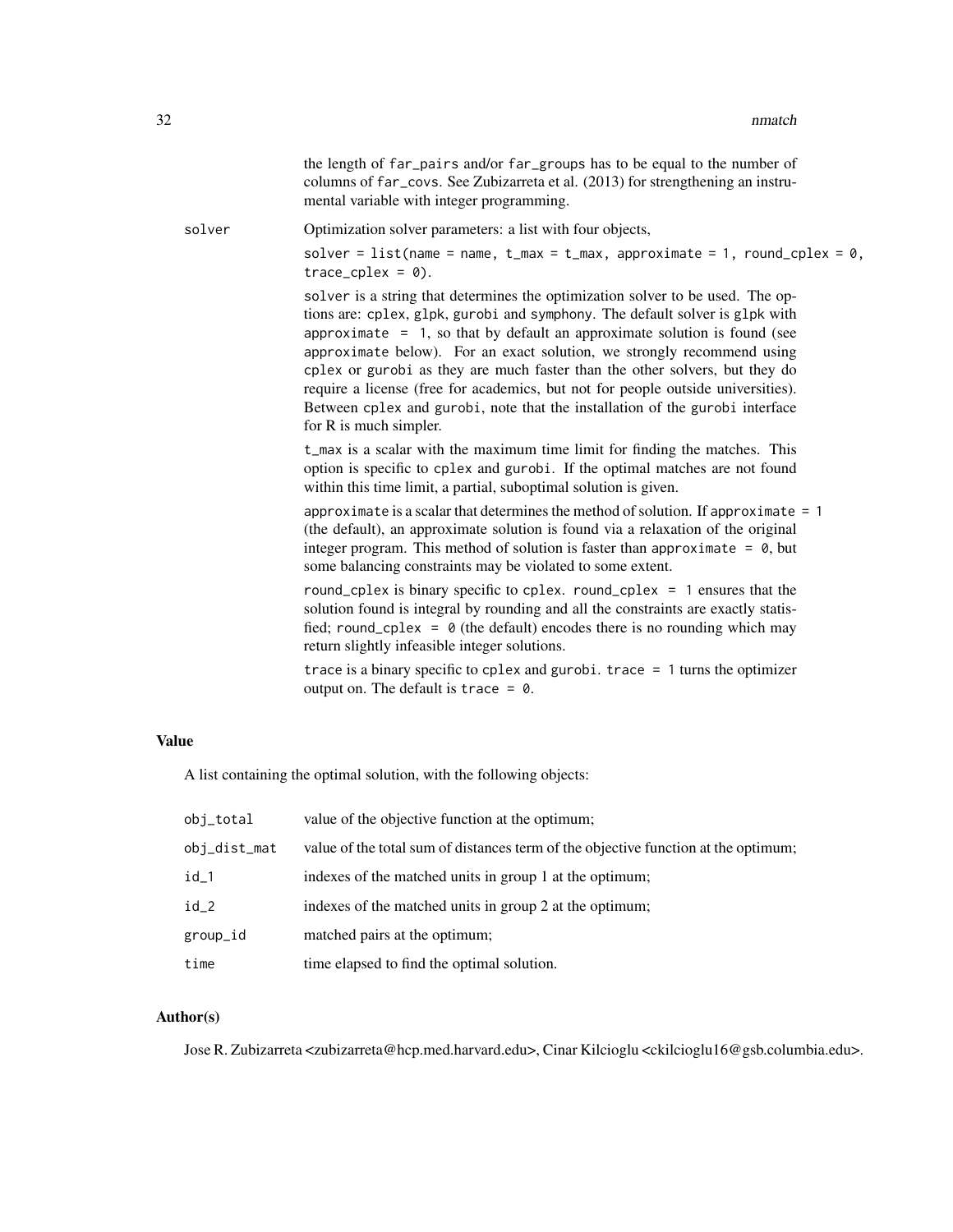the length of far_pairs and/or far_groups has to be equal to the number of columns of far_covs. See Zubizarreta et al. (2013) for strengthening an instrumental variable with integer programming.

solver
: Optimization solver parameters: a list with four objects,

  solver = list(name = name, t_max = t_max, approximate = 1, round_cplex = 0, trace_cplex = 0).

  solver is a string that determines the optimization solver to be used. The options are: cplex, glpk, gurobi and symphony. The default solver is glpk with approximate = 1, so that by default an approximate solution is found (see approximate below). For an exact solution, we strongly recommend using cplex or gurobi as they are much faster than the other solvers, but they do require a license (free for academics, but not for people outside universities). Between cplex and gurobi, note that the installation of the gurobi interface for R is much simpler.

  t_max is a scalar with the maximum time limit for finding the matches. This option is specific to cplex and gurobi. If the optimal matches are not found within this time limit, a partial, suboptimal solution is given.

  approximate is a scalar that determines the method of solution. If approximate = 1 (the default), an approximate solution is found via a relaxation of the original integer program. This method of solution is faster than approximate = 0, but some balancing constraints may be violated to some extent.

  round_cplex is binary specific to cplex. round_cplex = 1 ensures that the solution found is integral by rounding and all the constraints are exactly statisfied; round_cplex = 0 (the default) encodes there is no rounding which may return slightly infeasible integer solutions.

  trace is a binary specific to cplex and gurobi. trace = 1 turns the optimizer output on. The default is trace = 0.

## Value

A list containing the optimal solution, with the following objects:

| | |
|---|---|
| obj_total | value of the objective function at the optimum; |
| obj_dist_mat | value of the total sum of distances term of the objective function at the optimum; |
| id_1 | indexes of the matched units in group 1 at the optimum; |
| id_2 | indexes of the matched units in group 2 at the optimum; |
| group_id | matched pairs at the optimum; |
| time | time elapsed to find the optimal solution. |

## Author(s)

Jose R. Zubizarreta <zubizarreta@hcp.med.harvard.edu>, Cinar Kilcioglu <ckilcioglu16@gsb.columbia.edu>.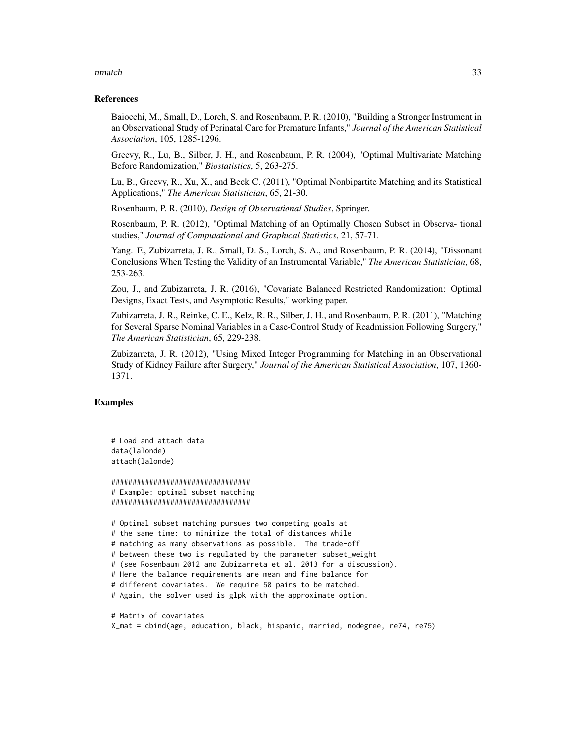### References

Baiocchi, M., Small, D., Lorch, S. and Rosenbaum, P. R. (2010), "Building a Stronger Instrument in an Observational Study of Perinatal Care for Premature Infants," *Journal of the American Statistical Association*, 105, 1285-1296.

Greevy, R., Lu, B., Silber, J. H., and Rosenbaum, P. R. (2004), "Optimal Multivariate Matching Before Randomization," *Biostatistics*, 5, 263-275.

Lu, B., Greevy, R., Xu, X., and Beck C. (2011), "Optimal Nonbipartite Matching and its Statistical Applications," *The American Statistician*, 65, 21-30.

Rosenbaum, P. R. (2010), *Design of Observational Studies*, Springer.

Rosenbaum, P. R. (2012), "Optimal Matching of an Optimally Chosen Subset in Observa- tional studies," *Journal of Computational and Graphical Statistics*, 21, 57-71.

Yang. F., Zubizarreta, J. R., Small, D. S., Lorch, S. A., and Rosenbaum, P. R. (2014), "Dissonant Conclusions When Testing the Validity of an Instrumental Variable," *The American Statistician*, 68, 253-263.

Zou, J., and Zubizarreta, J. R. (2016), "Covariate Balanced Restricted Randomization: Optimal Designs, Exact Tests, and Asymptotic Results," working paper.

Zubizarreta, J. R., Reinke, C. E., Kelz, R. R., Silber, J. H., and Rosenbaum, P. R. (2011), "Matching for Several Sparse Nominal Variables in a Case-Control Study of Readmission Following Surgery," *The American Statistician*, 65, 229-238.

Zubizarreta, J. R. (2012), "Using Mixed Integer Programming for Matching in an Observational Study of Kidney Failure after Surgery," *Journal of the American Statistical Association*, 107, 1360-1371.

### Examples

```
# Load and attach data
data(lalonde)
attach(lalonde)

#################################
# Example: optimal subset matching
#################################

# Optimal subset matching pursues two competing goals at
# the same time: to minimize the total of distances while
# matching as many observations as possible.  The trade-off
# between these two is regulated by the parameter subset_weight
# (see Rosenbaum 2012 and Zubizarreta et al. 2013 for a discussion).
# Here the balance requirements are mean and fine balance for
# different covariates.  We require 50 pairs to be matched.
# Again, the solver used is glpk with the approximate option.

# Matrix of covariates
X_mat = cbind(age, education, black, hispanic, married, nodegree, re74, re75)
```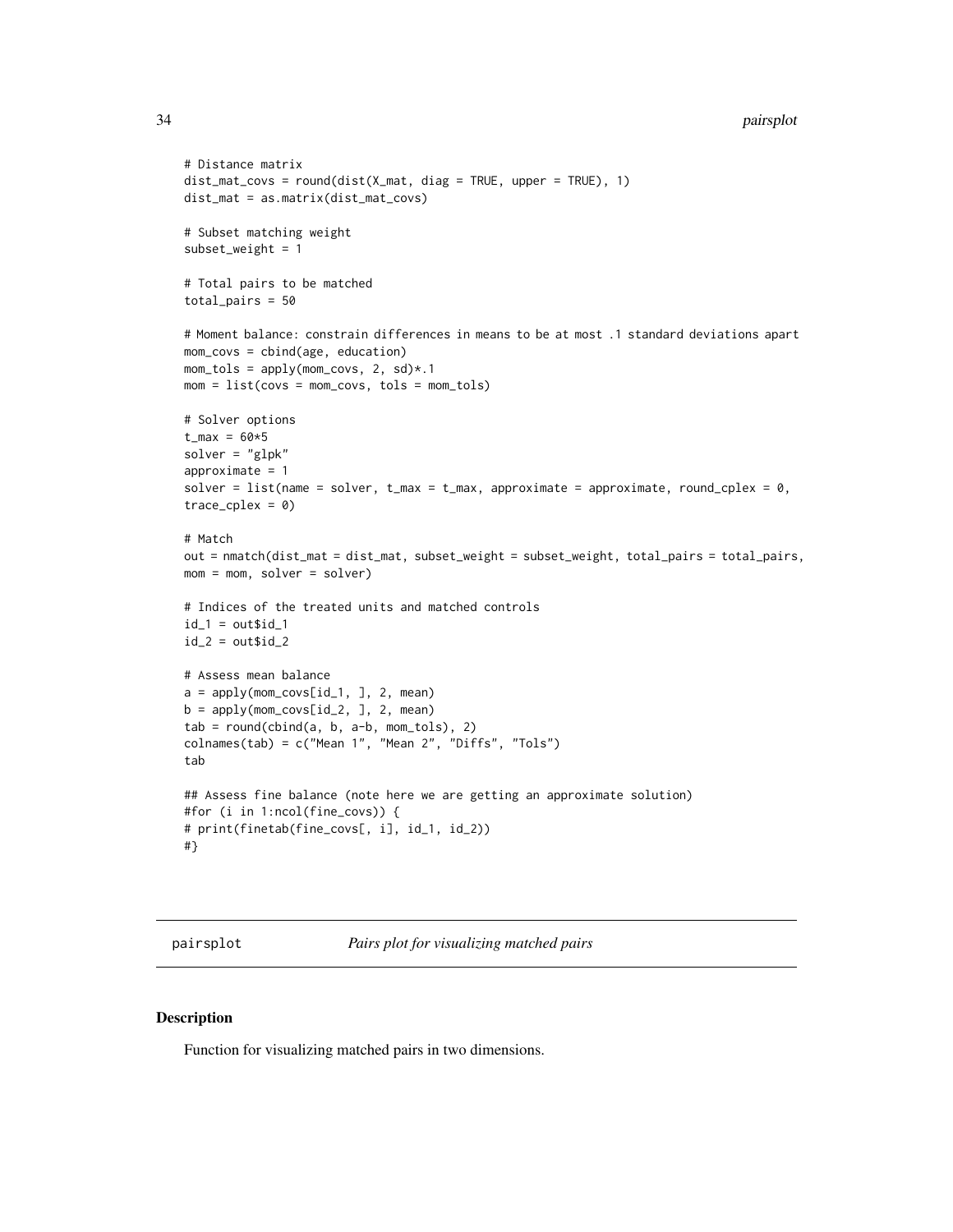```
# Distance matrix
dist_mat_covs = round(dist(X_mat, diag = TRUE, upper = TRUE), 1)
dist_mat = as.matrix(dist_mat_covs)

# Subset matching weight
subset_weight = 1

# Total pairs to be matched
total_pairs = 50

# Moment balance: constrain differences in means to be at most .1 standard deviations apart
mom_covs = cbind(age, education)
mom_tols = apply(mom_covs, 2, sd)*.1
mom = list(covs = mom_covs, tols = mom_tols)

# Solver options
t_max = 60*5
solver = "glpk"
approximate = 1
solver = list(name = solver, t_max = t_max, approximate = approximate, round_cplex = 0,
trace_cplex = 0)

# Match
out = nmatch(dist_mat = dist_mat, subset_weight = subset_weight, total_pairs = total_pairs,
mom = mom, solver = solver)

# Indices of the treated units and matched controls
id_1 = out$id_1
id_2 = out$id_2

# Assess mean balance
a = apply(mom_covs[id_1, ], 2, mean)
b = apply(mom_covs[id_2, ], 2, mean)
tab = round(cbind(a, b, a-b, mom_tols), 2)
colnames(tab) = c("Mean 1", "Mean 2", "Diffs", "Tols")
tab

## Assess fine balance (note here we are getting an approximate solution)
#for (i in 1:ncol(fine_covs)) {
# print(finetab(fine_covs[, i], id_1, id_2))
#}
```

## pairsplot *Pairs plot for visualizing matched pairs*

### Description

Function for visualizing matched pairs in two dimensions.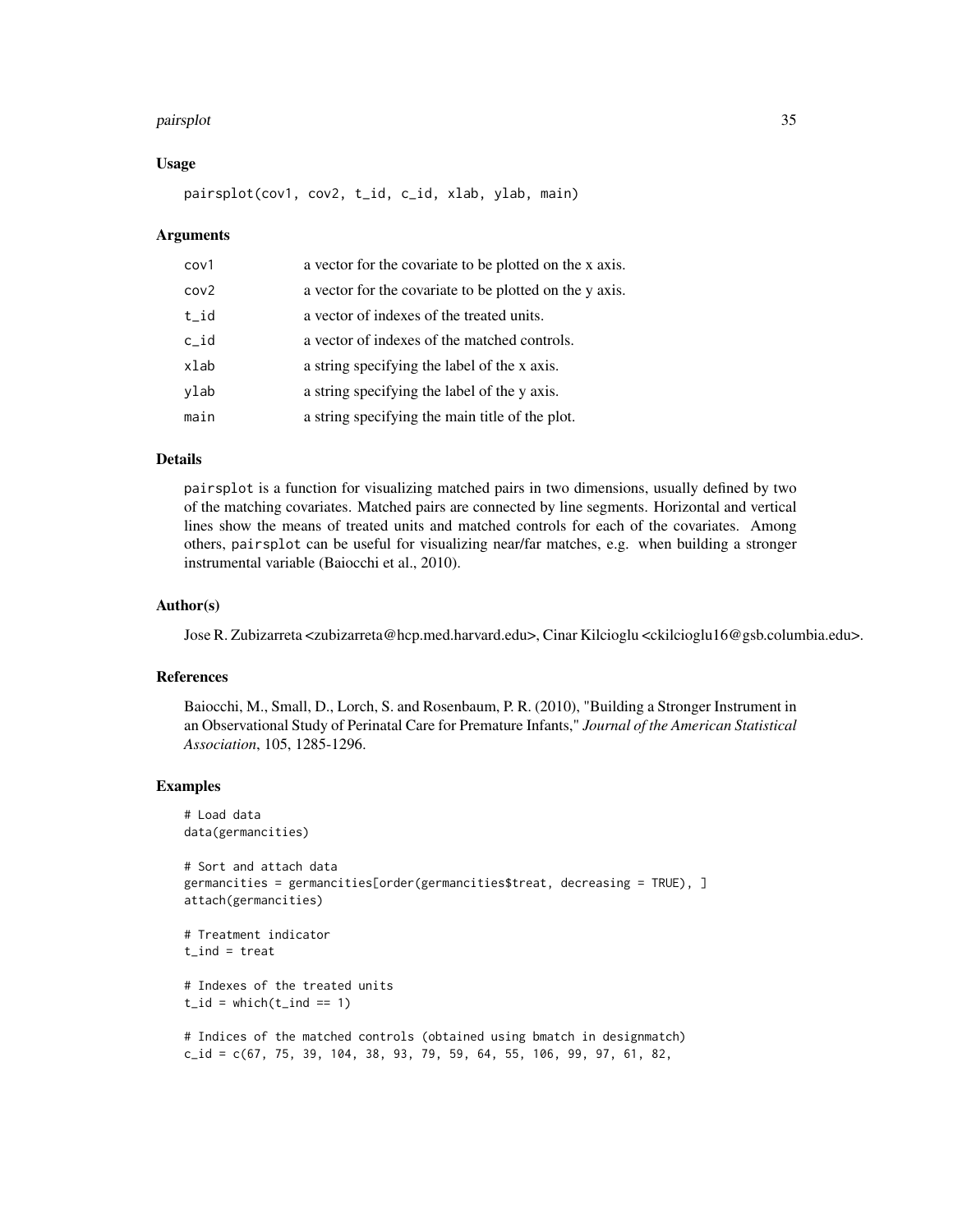### Usage

```
pairsplot(cov1, cov2, t_id, c_id, xlab, ylab, main)
```

### Arguments

| | |
|---|---|
| cov1 | a vector for the covariate to be plotted on the x axis. |
| cov2 | a vector for the covariate to be plotted on the y axis. |
| t_id | a vector of indexes of the treated units. |
| c_id | a vector of indexes of the matched controls. |
| xlab | a string specifying the label of the x axis. |
| ylab | a string specifying the label of the y axis. |
| main | a string specifying the main title of the plot. |

### Details

pairsplot is a function for visualizing matched pairs in two dimensions, usually defined by two of the matching covariates. Matched pairs are connected by line segments. Horizontal and vertical lines show the means of treated units and matched controls for each of the covariates. Among others, pairsplot can be useful for visualizing near/far matches, e.g. when building a stronger instrumental variable (Baiocchi et al., 2010).

### Author(s)

Jose R. Zubizarreta <zubizarreta@hcp.med.harvard.edu>, Cinar Kilcioglu <ckilcioglu16@gsb.columbia.edu>.

### References

Baiocchi, M., Small, D., Lorch, S. and Rosenbaum, P. R. (2010), "Building a Stronger Instrument in an Observational Study of Perinatal Care for Premature Infants," *Journal of the American Statistical Association*, 105, 1285-1296.

### Examples

```
# Load data
data(germancities)

# Sort and attach data
germancities = germancities[order(germancities$treat, decreasing = TRUE), ]
attach(germancities)

# Treatment indicator
t_ind = treat

# Indexes of the treated units
t_id = which(t_ind == 1)

# Indices of the matched controls (obtained using bmatch in designmatch)
c_id = c(67, 75, 39, 104, 38, 93, 79, 59, 64, 55, 106, 99, 97, 61, 82,
```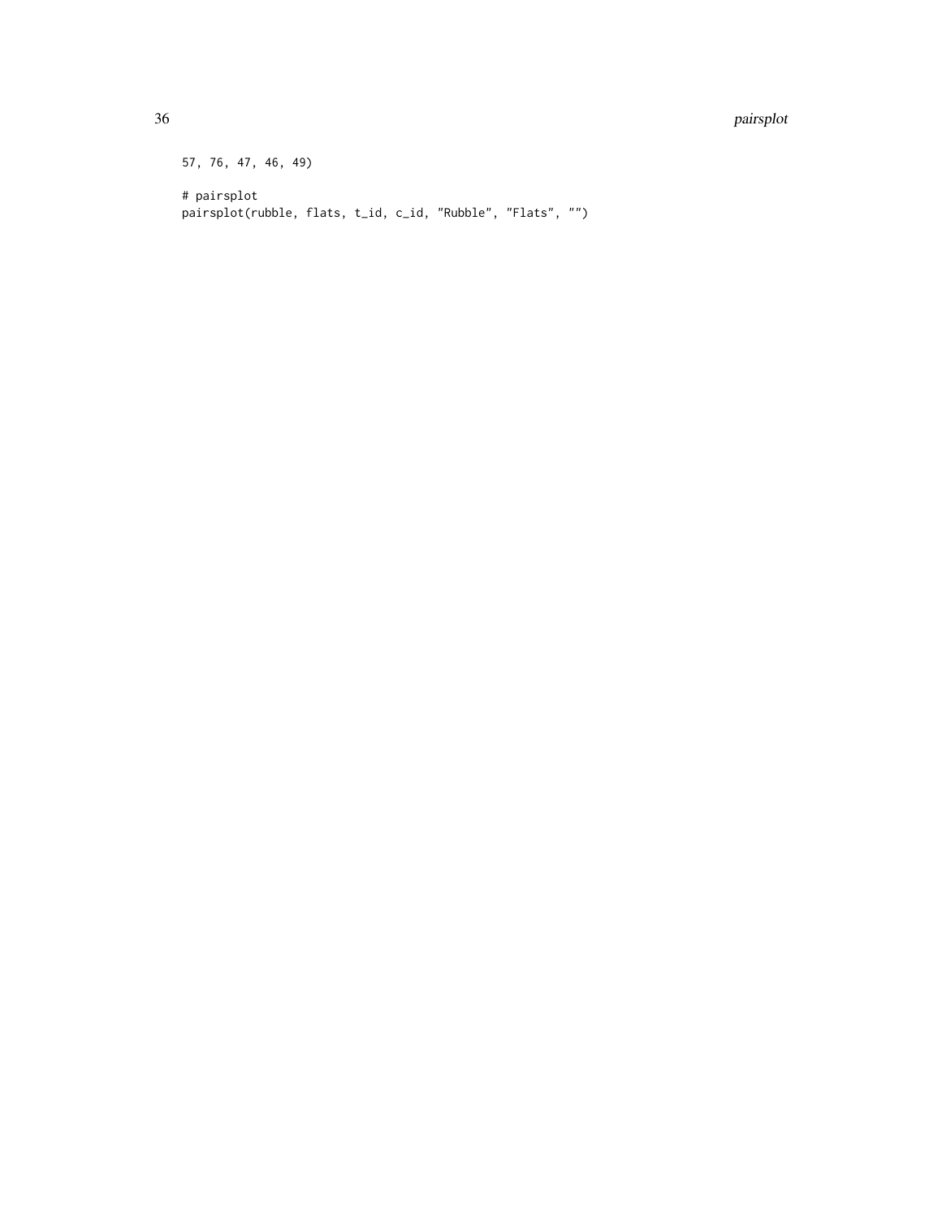```
57, 76, 47, 46, 49)

# pairsplot
pairsplot(rubble, flats, t_id, c_id, "Rubble", "Flats", "")
```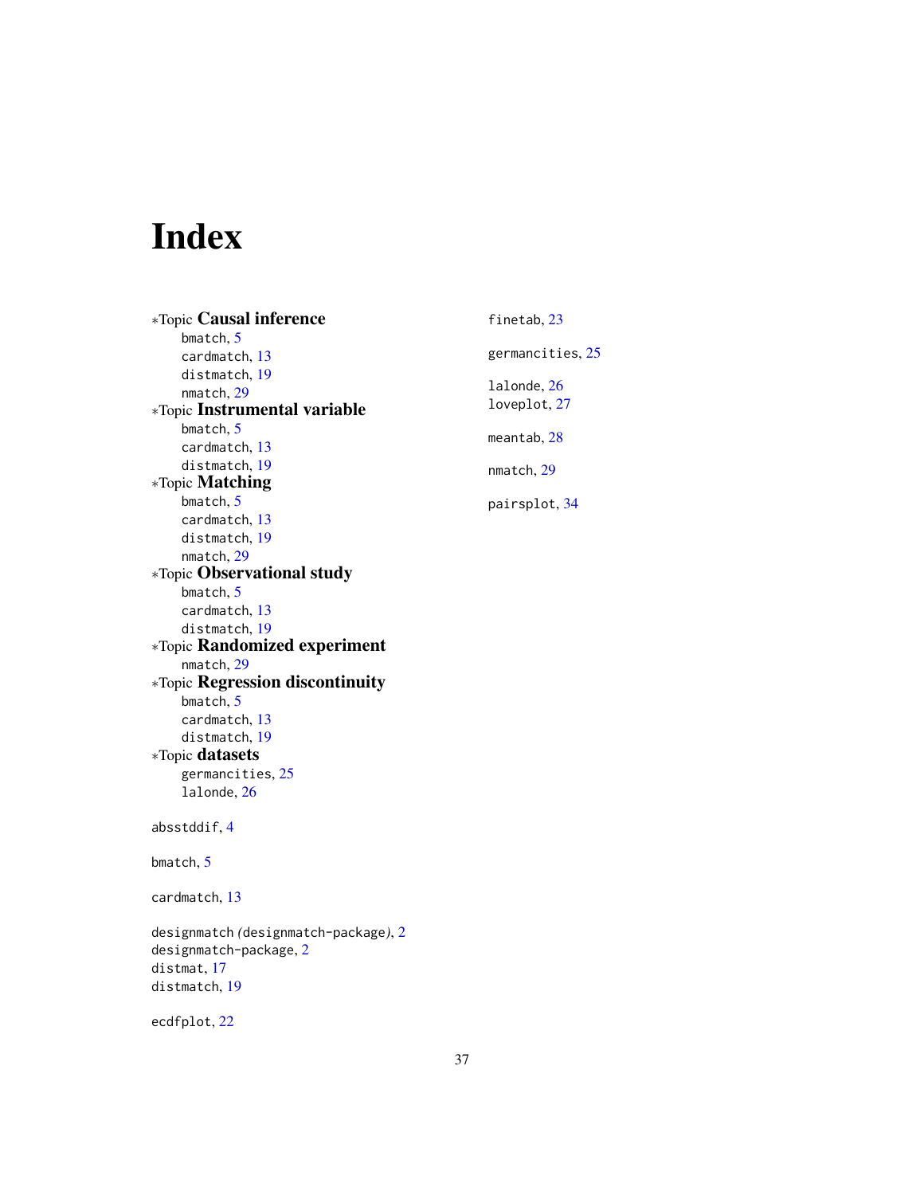# Index

∗Topic **Causal inference**
  bmatch, 5
  cardmatch, 13
  distmatch, 19
  nmatch, 29

∗Topic **Instrumental variable**
  bmatch, 5
  cardmatch, 13
  distmatch, 19

∗Topic **Matching**
  bmatch, 5
  cardmatch, 13
  distmatch, 19
  nmatch, 29

∗Topic **Observational study**
  bmatch, 5
  cardmatch, 13
  distmatch, 19

∗Topic **Randomized experiment**
  nmatch, 29

∗Topic **Regression discontinuity**
  bmatch, 5
  cardmatch, 13
  distmatch, 19

∗Topic **datasets**
  germancities, 25
  lalonde, 26

absstddif, 4

bmatch, 5

cardmatch, 13

designmatch *(*designmatch-package*)*, 2
designmatch-package, 2
distmat, 17
distmatch, 19

ecdfplot, 22

finetab, 23

germancities, 25

lalonde, 26
loveplot, 27

meantab, 28

nmatch, 29

pairsplot, 34